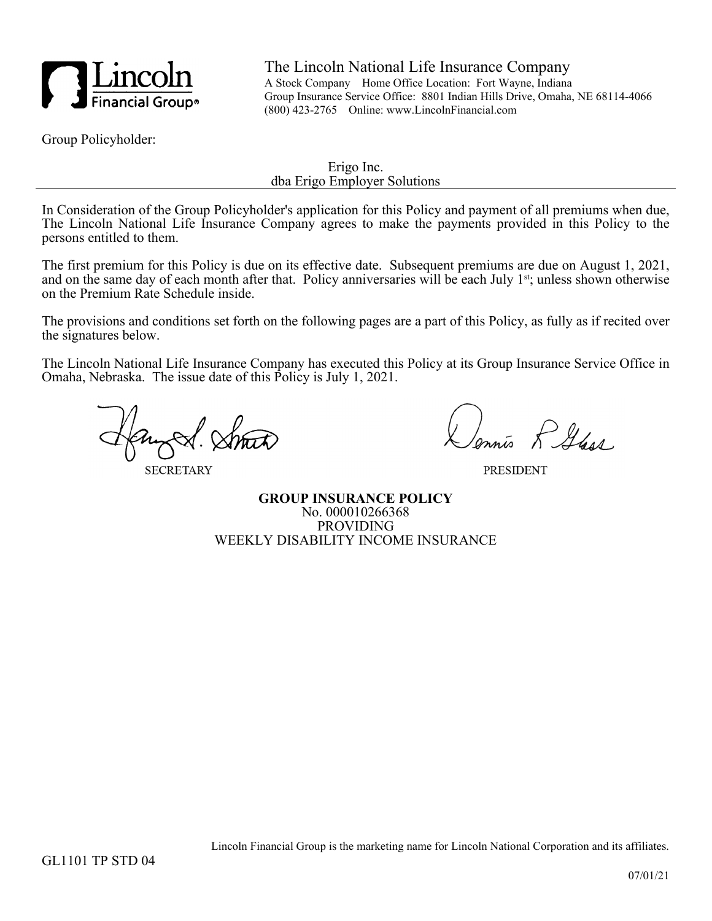The Lincoln National Life Insurance Company
A Stock Company Home Office Location: Fort Wayne, Indiana
Group Insurance Service Office: 8801 Indian Hills Drive, Omaha, NE 68114-4066
(800) 423-2765 Online: www.LincolnFinancial.com

Group Policyholder:

Erigo Inc.
dba Erigo Employer Solutions

In Consideration of the Group Policyholder's application for this Policy and payment of all premiums when due, The Lincoln National Life Insurance Company agrees to make the payments provided in this Policy to the persons entitled to them.

The first premium for this Policy is due on its effective date. Subsequent premiums are due on August 1, 2021, and on the same day of each month after that. Policy anniversaries will be each July 1st; unless shown otherwise on the Premium Rate Schedule inside.

The provisions and conditions set forth on the following pages are a part of this Policy, as fully as if recited over the signatures below.

The Lincoln National Life Insurance Company has executed this Policy at its Group Insurance Service Office in Omaha, Nebraska. The issue date of this Policy is July 1, 2021.

SECRETARY

PRESIDENT

**GROUP INSURANCE POLICY**
No. 000010266368
PROVIDING
WEEKLY DISABILITY INCOME INSURANCE

Lincoln Financial Group is the marketing name for Lincoln National Corporation and its affiliates.

GL1101 TP STD 04

07/01/21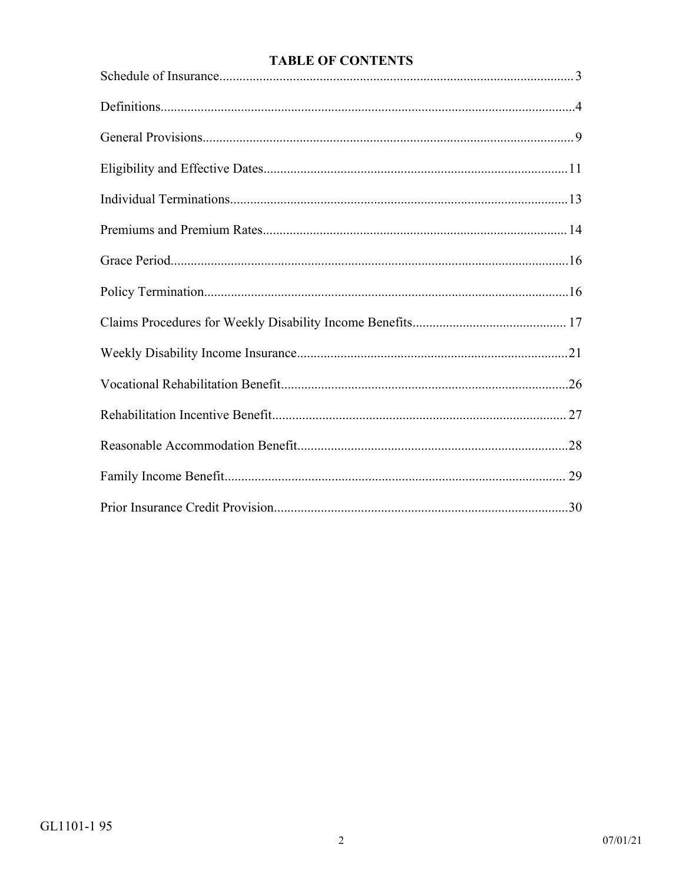## TABLE OF CONTENTS

| Section | Page |
| --- | --- |
| Schedule of Insurance | 3 |
| Definitions | 4 |
| General Provisions | 9 |
| Eligibility and Effective Dates | 11 |
| Individual Terminations | 13 |
| Premiums and Premium Rates | 14 |
| Grace Period | 16 |
| Policy Termination | 16 |
| Claims Procedures for Weekly Disability Income Benefits | 17 |
| Weekly Disability Income Insurance | 21 |
| Vocational Rehabilitation Benefit | 26 |
| Rehabilitation Incentive Benefit | 27 |
| Reasonable Accommodation Benefit | 28 |
| Family Income Benefit | 29 |
| Prior Insurance Credit Provision | 30 |

GL1101-1 95

07/01/21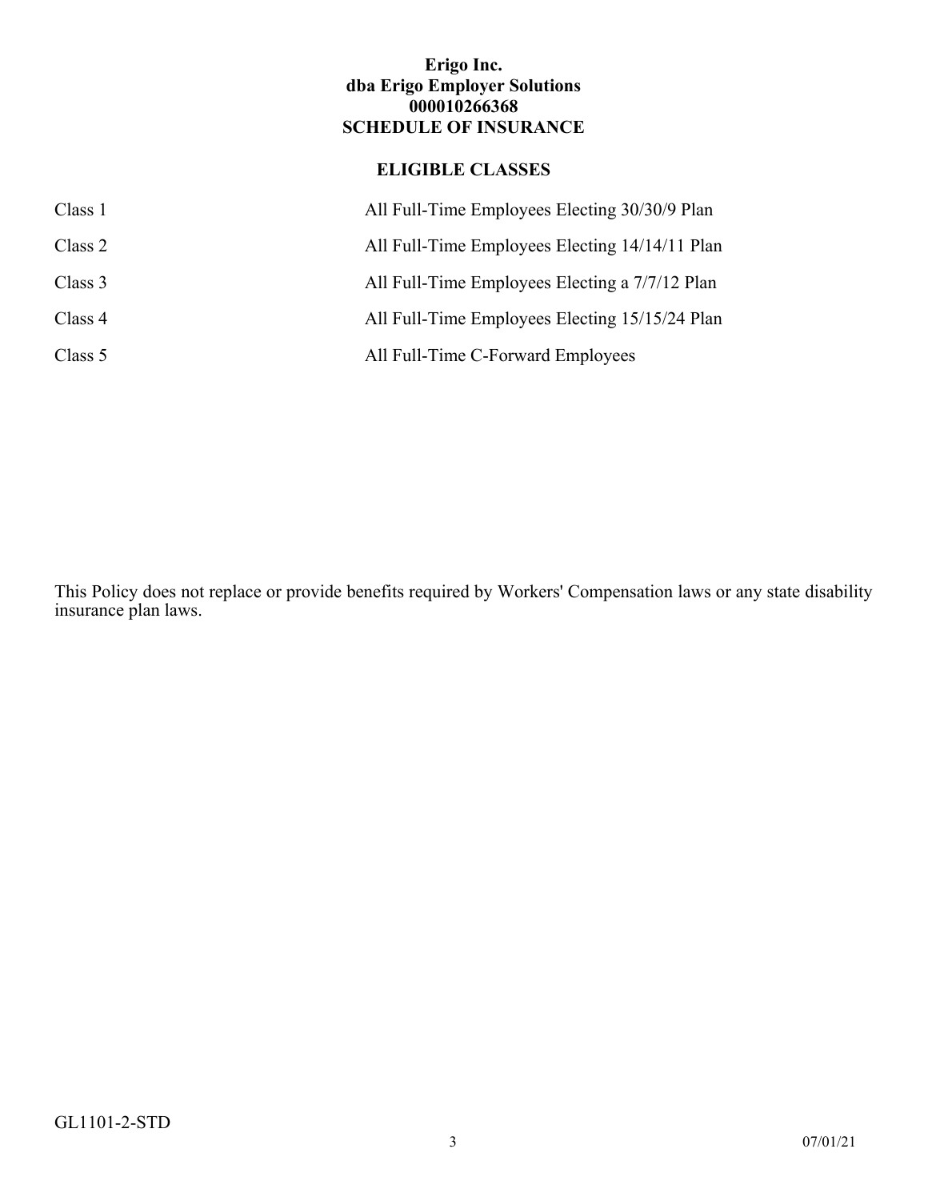**Erigo Inc.**
**dba Erigo Employer Solutions**
**000010266368**
**SCHEDULE OF INSURANCE**

## ELIGIBLE CLASSES

| | |
|---|---|
| Class 1 | All Full-Time Employees Electing 30/30/9 Plan |
| Class 2 | All Full-Time Employees Electing 14/14/11 Plan |
| Class 3 | All Full-Time Employees Electing a 7/7/12 Plan |
| Class 4 | All Full-Time Employees Electing 15/15/24 Plan |
| Class 5 | All Full-Time C-Forward Employees |

This Policy does not replace or provide benefits required by Workers' Compensation laws or any state disability insurance plan laws.

GL1101-2-STD

07/01/21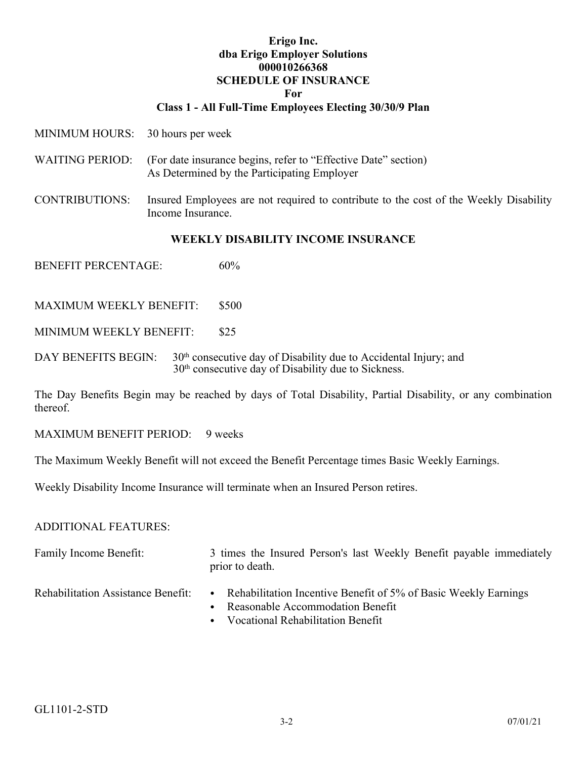**Erigo Inc.**
**dba Erigo Employer Solutions**
**000010266368**
**SCHEDULE OF INSURANCE**
**For**
**Class 1 - All Full-Time Employees Electing 30/30/9 Plan**

MINIMUM HOURS: 30 hours per week

WAITING PERIOD: (For date insurance begins, refer to "Effective Date" section)
As Determined by the Participating Employer

CONTRIBUTIONS: Insured Employees are not required to contribute to the cost of the Weekly Disability Income Insurance.

## WEEKLY DISABILITY INCOME INSURANCE

BENEFIT PERCENTAGE: 60%

MAXIMUM WEEKLY BENEFIT: $500

MINIMUM WEEKLY BENEFIT: $25

DAY BENEFITS BEGIN: 30th consecutive day of Disability due to Accidental Injury; and
30th consecutive day of Disability due to Sickness.

The Day Benefits Begin may be reached by days of Total Disability, Partial Disability, or any combination thereof.

MAXIMUM BENEFIT PERIOD: 9 weeks

The Maximum Weekly Benefit will not exceed the Benefit Percentage times Basic Weekly Earnings.

Weekly Disability Income Insurance will terminate when an Insured Person retires.

ADDITIONAL FEATURES:

Family Income Benefit: 3 times the Insured Person's last Weekly Benefit payable immediately prior to death.

Rehabilitation Assistance Benefit:

- Rehabilitation Incentive Benefit of 5% of Basic Weekly Earnings
- Reasonable Accommodation Benefit
- Vocational Rehabilitation Benefit

GL1101-2-STD

3-2 07/01/21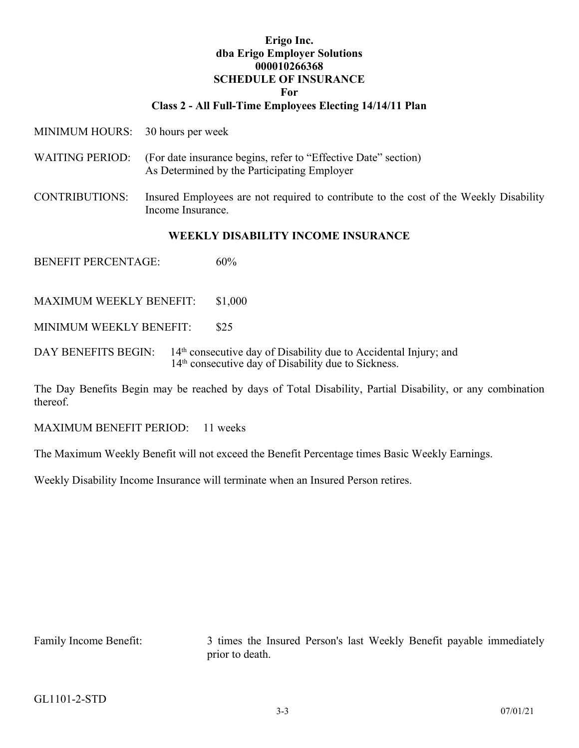**Erigo Inc.**
**dba Erigo Employer Solutions**
**000010266368**
**SCHEDULE OF INSURANCE**
**For**
**Class 2 - All Full-Time Employees Electing 14/14/11 Plan**

MINIMUM HOURS: 30 hours per week

WAITING PERIOD: (For date insurance begins, refer to "Effective Date" section)
As Determined by the Participating Employer

CONTRIBUTIONS: Insured Employees are not required to contribute to the cost of the Weekly Disability Income Insurance.

## WEEKLY DISABILITY INCOME INSURANCE

BENEFIT PERCENTAGE: 60%

MAXIMUM WEEKLY BENEFIT: $1,000

MINIMUM WEEKLY BENEFIT: $25

DAY BENEFITS BEGIN: 14th consecutive day of Disability due to Accidental Injury; and
14th consecutive day of Disability due to Sickness.

The Day Benefits Begin may be reached by days of Total Disability, Partial Disability, or any combination thereof.

MAXIMUM BENEFIT PERIOD: 11 weeks

The Maximum Weekly Benefit will not exceed the Benefit Percentage times Basic Weekly Earnings.

Weekly Disability Income Insurance will terminate when an Insured Person retires.

Family Income Benefit: 3 times the Insured Person's last Weekly Benefit payable immediately prior to death.

GL1101-2-STD

3-3 07/01/21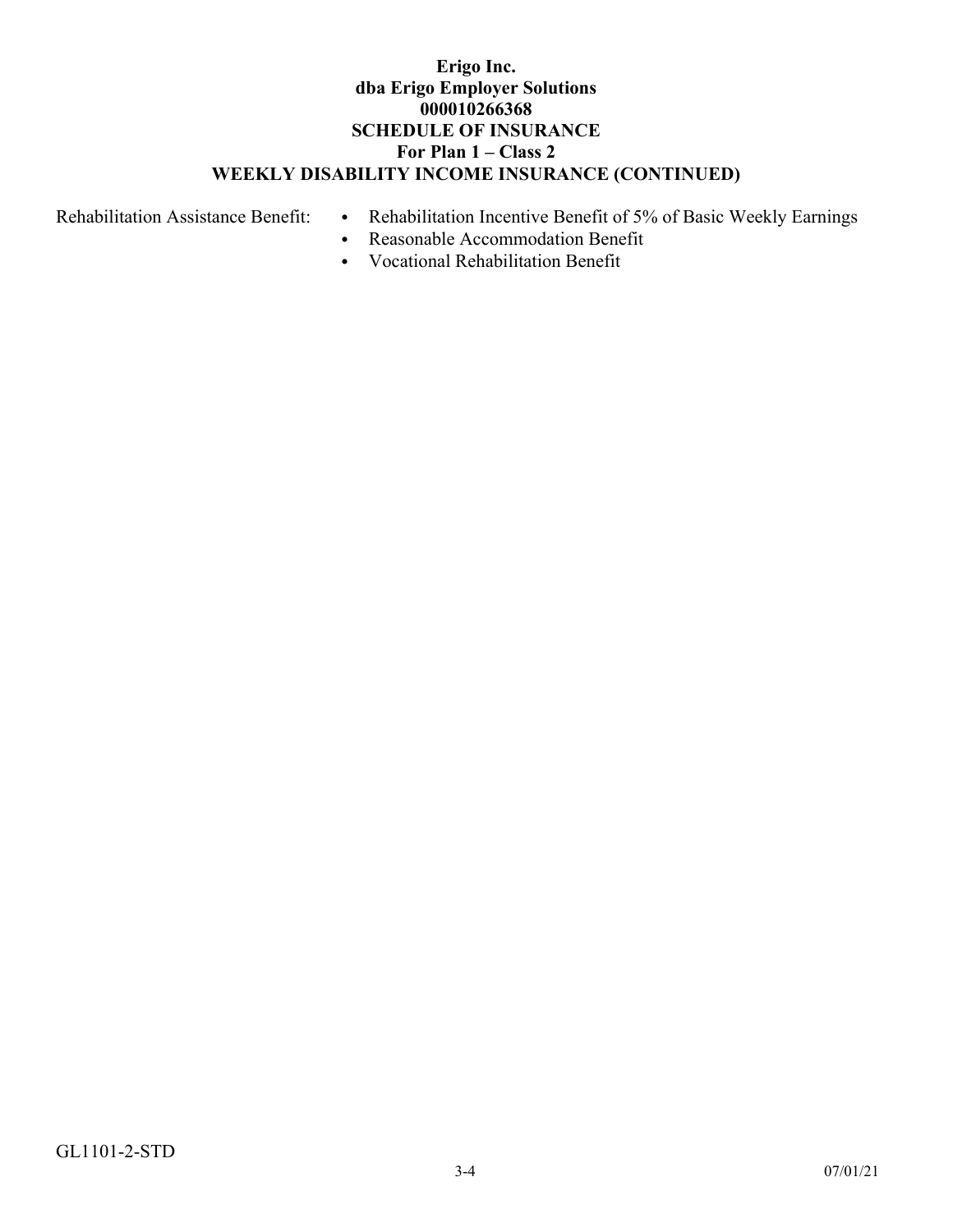**Erigo Inc.**
**dba Erigo Employer Solutions**
**000010266368**
**SCHEDULE OF INSURANCE**
**For Plan 1 – Class 2**
**WEEKLY DISABILITY INCOME INSURANCE (CONTINUED)**

Rehabilitation Assistance Benefit:

- Rehabilitation Incentive Benefit of 5% of Basic Weekly Earnings
- Reasonable Accommodation Benefit
- Vocational Rehabilitation Benefit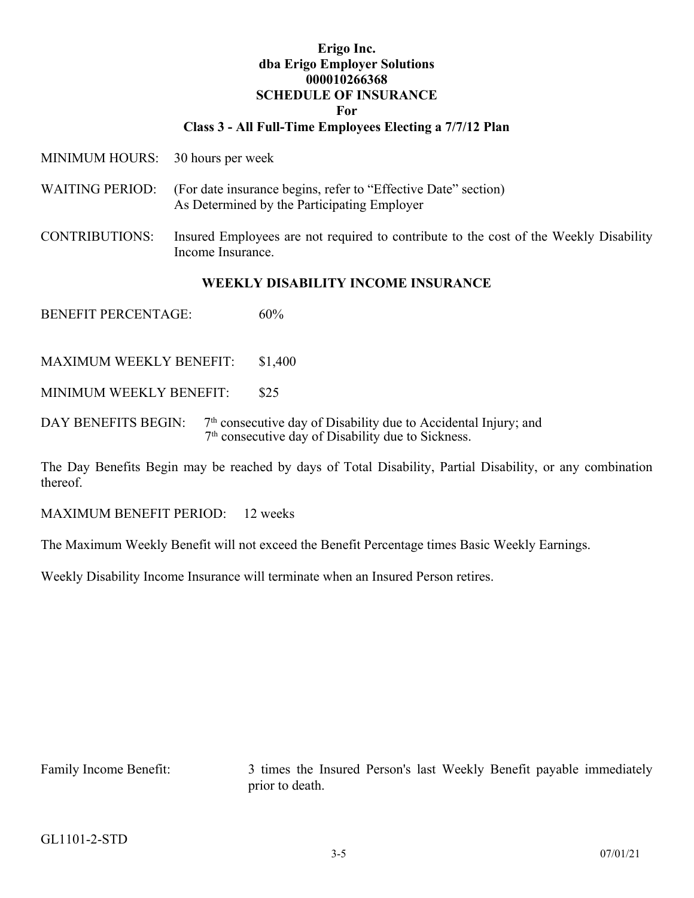**Erigo Inc.**
**dba Erigo Employer Solutions**
**000010266368**
**SCHEDULE OF INSURANCE**
**For**
**Class 3 - All Full-Time Employees Electing a 7/7/12 Plan**

MINIMUM HOURS: 30 hours per week

WAITING PERIOD: (For date insurance begins, refer to "Effective Date" section) As Determined by the Participating Employer

CONTRIBUTIONS: Insured Employees are not required to contribute to the cost of the Weekly Disability Income Insurance.

## WEEKLY DISABILITY INCOME INSURANCE

BENEFIT PERCENTAGE: 60%

MAXIMUM WEEKLY BENEFIT: $1,400

MINIMUM WEEKLY BENEFIT: $25

DAY BENEFITS BEGIN: 7th consecutive day of Disability due to Accidental Injury; and 7th consecutive day of Disability due to Sickness.

The Day Benefits Begin may be reached by days of Total Disability, Partial Disability, or any combination thereof.

MAXIMUM BENEFIT PERIOD: 12 weeks

The Maximum Weekly Benefit will not exceed the Benefit Percentage times Basic Weekly Earnings.

Weekly Disability Income Insurance will terminate when an Insured Person retires.

Family Income Benefit: 3 times the Insured Person's last Weekly Benefit payable immediately prior to death.

GL1101-2-STD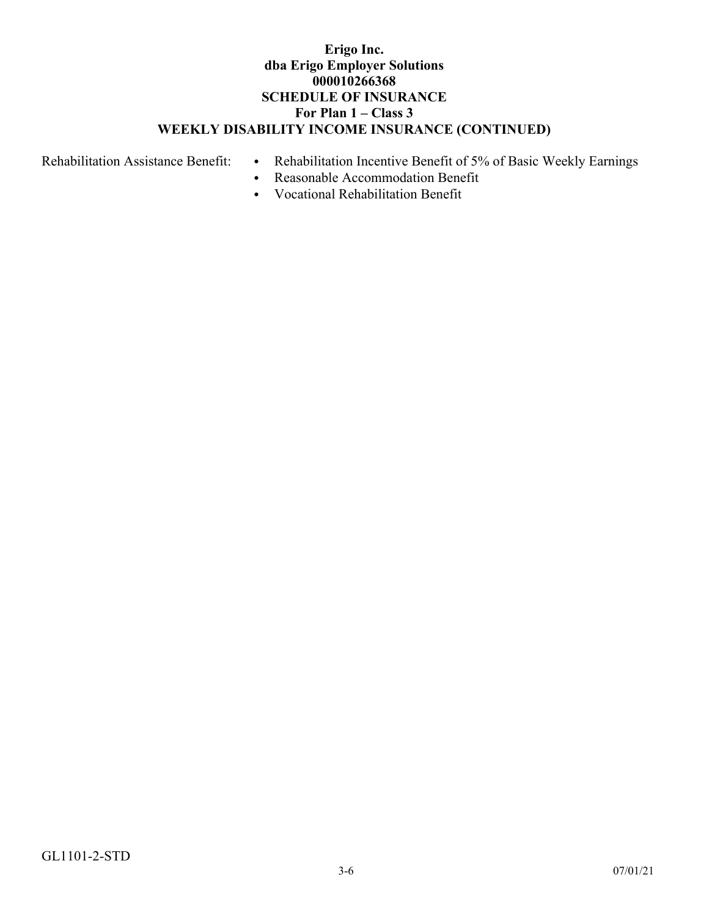**Erigo Inc.**
**dba Erigo Employer Solutions**
**000010266368**
**SCHEDULE OF INSURANCE**
**For Plan 1 – Class 3**
**WEEKLY DISABILITY INCOME INSURANCE (CONTINUED)**

Rehabilitation Assistance Benefit:

- Rehabilitation Incentive Benefit of 5% of Basic Weekly Earnings
- Reasonable Accommodation Benefit
- Vocational Rehabilitation Benefit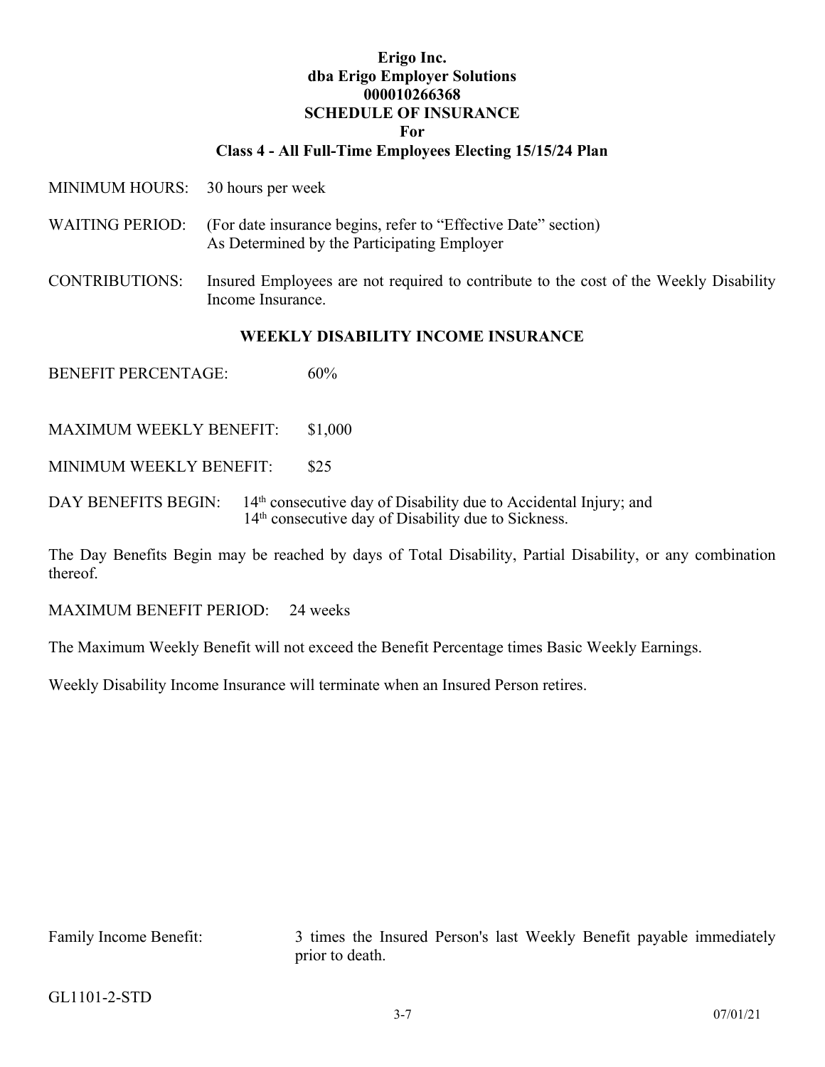**Erigo Inc.**
**dba Erigo Employer Solutions**
**000010266368**
**SCHEDULE OF INSURANCE**
**For**
**Class 4 - All Full-Time Employees Electing 15/15/24 Plan**

MINIMUM HOURS: 30 hours per week

WAITING PERIOD: (For date insurance begins, refer to "Effective Date" section)
As Determined by the Participating Employer

CONTRIBUTIONS: Insured Employees are not required to contribute to the cost of the Weekly Disability Income Insurance.

## WEEKLY DISABILITY INCOME INSURANCE

BENEFIT PERCENTAGE: 60%

MAXIMUM WEEKLY BENEFIT: $1,000

MINIMUM WEEKLY BENEFIT: $25

DAY BENEFITS BEGIN: 14th consecutive day of Disability due to Accidental Injury; and
14th consecutive day of Disability due to Sickness.

The Day Benefits Begin may be reached by days of Total Disability, Partial Disability, or any combination thereof.

MAXIMUM BENEFIT PERIOD: 24 weeks

The Maximum Weekly Benefit will not exceed the Benefit Percentage times Basic Weekly Earnings.

Weekly Disability Income Insurance will terminate when an Insured Person retires.

Family Income Benefit: 3 times the Insured Person's last Weekly Benefit payable immediately prior to death.

GL1101-2-STD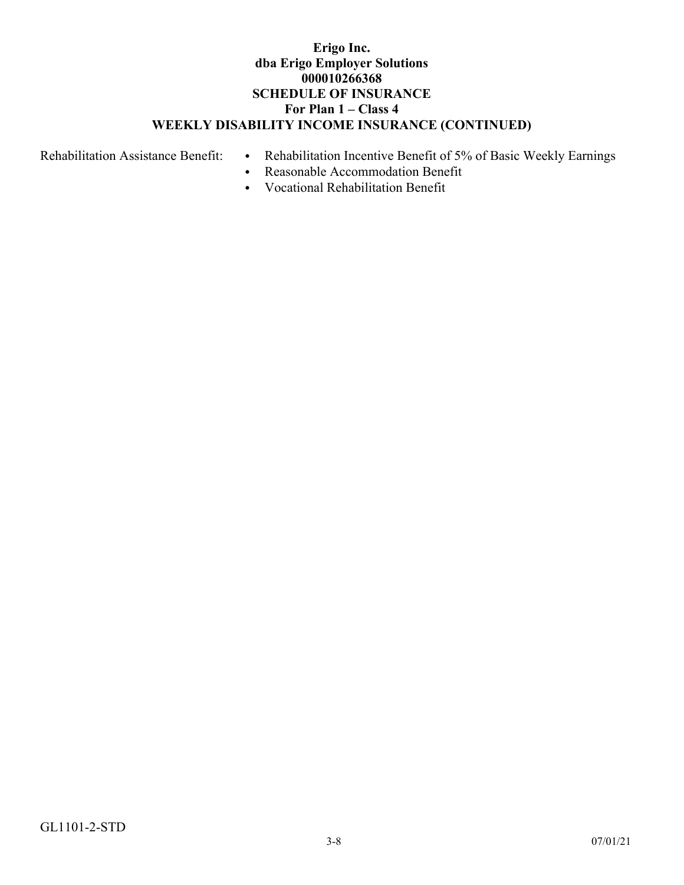**Erigo Inc.**
**dba Erigo Employer Solutions**
**000010266368**
**SCHEDULE OF INSURANCE**
**For Plan 1 – Class 4**
**WEEKLY DISABILITY INCOME INSURANCE (CONTINUED)**

Rehabilitation Assistance Benefit:

- Rehabilitation Incentive Benefit of 5% of Basic Weekly Earnings
- Reasonable Accommodation Benefit
- Vocational Rehabilitation Benefit

GL1101-2-STD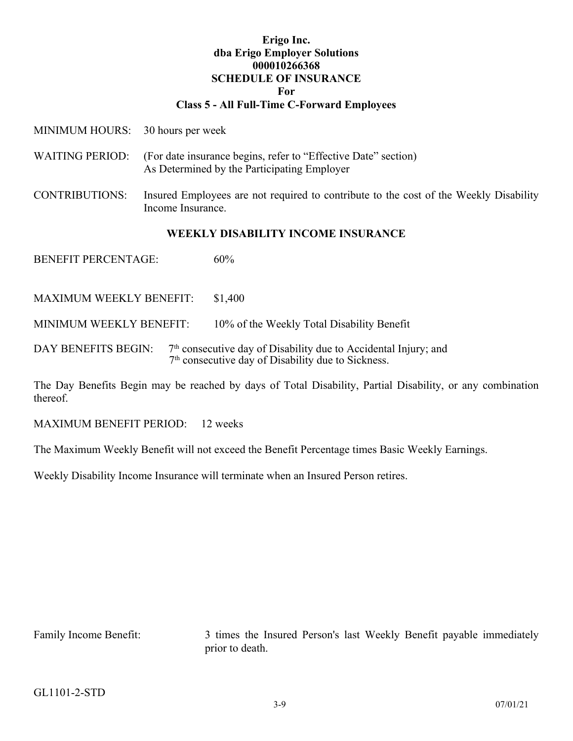**Erigo Inc.**
**dba Erigo Employer Solutions**
**000010266368**
**SCHEDULE OF INSURANCE**
**For**
**Class 5 - All Full-Time C-Forward Employees**

MINIMUM HOURS: 30 hours per week

WAITING PERIOD: (For date insurance begins, refer to "Effective Date" section)
As Determined by the Participating Employer

CONTRIBUTIONS: Insured Employees are not required to contribute to the cost of the Weekly Disability Income Insurance.

## WEEKLY DISABILITY INCOME INSURANCE

BENEFIT PERCENTAGE: 60%

MAXIMUM WEEKLY BENEFIT: $1,400

MINIMUM WEEKLY BENEFIT: 10% of the Weekly Total Disability Benefit

DAY BENEFITS BEGIN: 7th consecutive day of Disability due to Accidental Injury; and
7th consecutive day of Disability due to Sickness.

The Day Benefits Begin may be reached by days of Total Disability, Partial Disability, or any combination thereof.

MAXIMUM BENEFIT PERIOD: 12 weeks

The Maximum Weekly Benefit will not exceed the Benefit Percentage times Basic Weekly Earnings.

Weekly Disability Income Insurance will terminate when an Insured Person retires.

Family Income Benefit: 3 times the Insured Person's last Weekly Benefit payable immediately prior to death.

GL1101-2-STD

07/01/21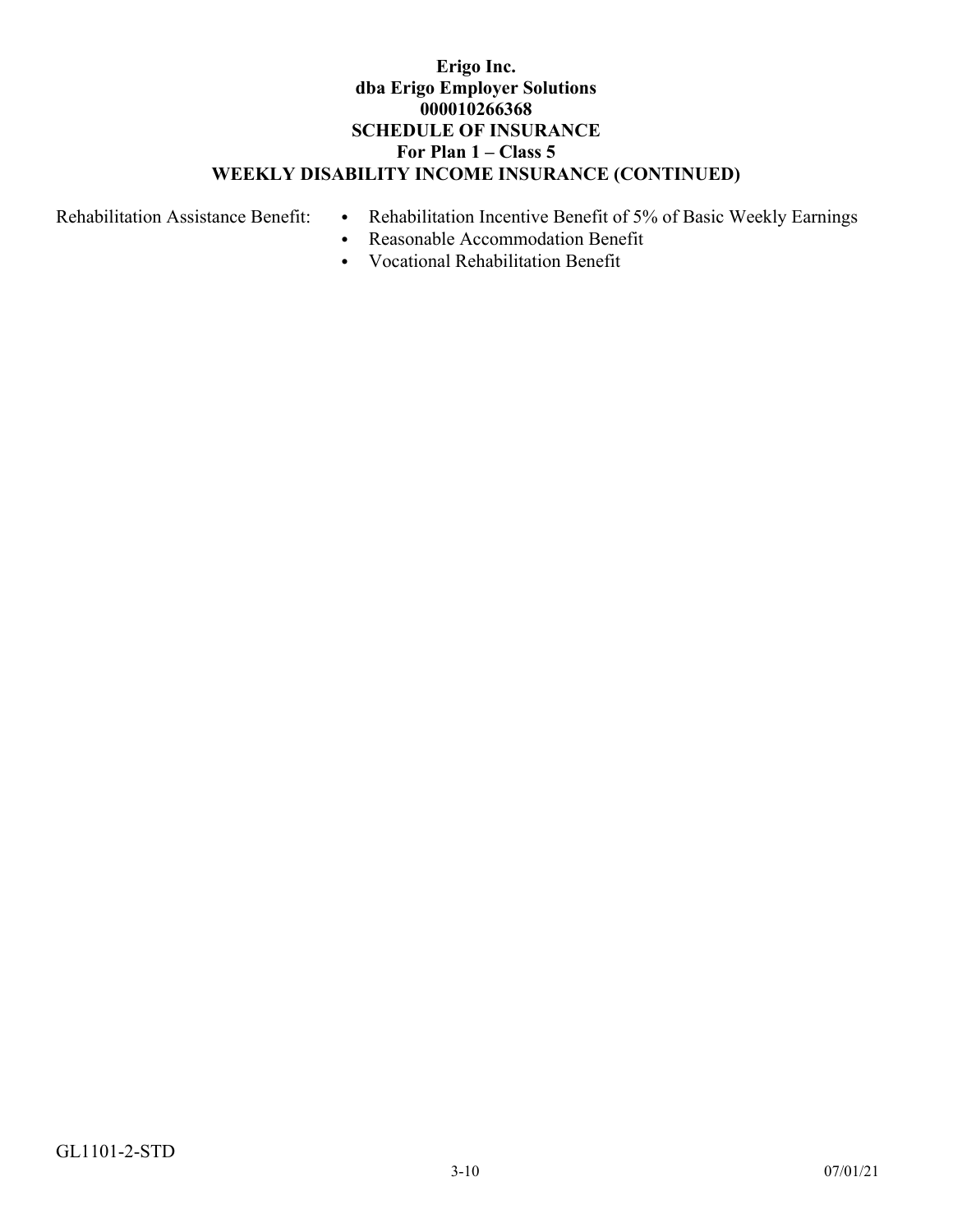**Erigo Inc.**
**dba Erigo Employer Solutions**
**000010266368**
**SCHEDULE OF INSURANCE**
**For Plan 1 – Class 5**
**WEEKLY DISABILITY INCOME INSURANCE (CONTINUED)**

Rehabilitation Assistance Benefit:

- Rehabilitation Incentive Benefit of 5% of Basic Weekly Earnings
- Reasonable Accommodation Benefit
- Vocational Rehabilitation Benefit

GL1101-2-STD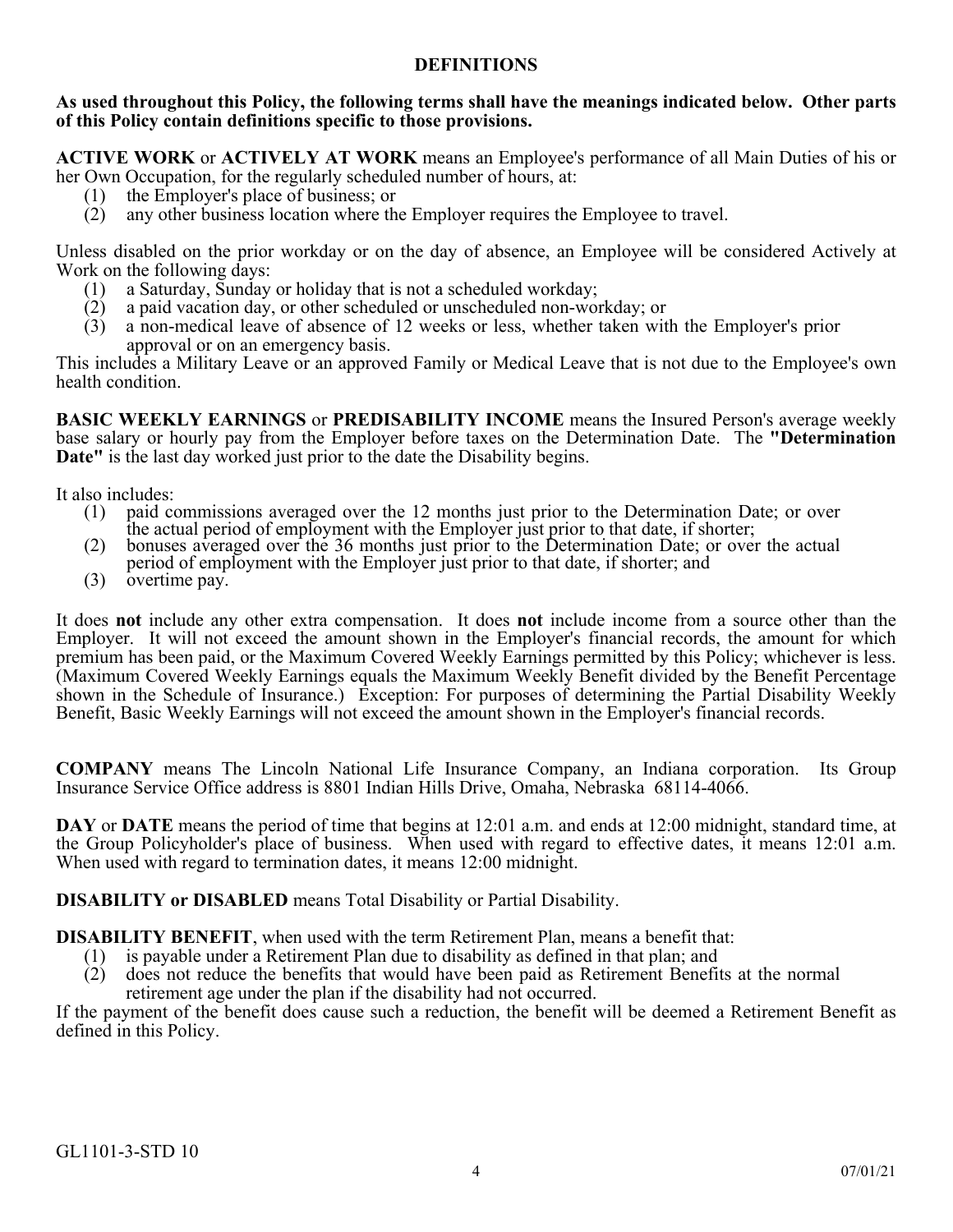# DEFINITIONS

**As used throughout this Policy, the following terms shall have the meanings indicated below. Other parts of this Policy contain definitions specific to those provisions.**

**ACTIVE WORK** or **ACTIVELY AT WORK** means an Employee's performance of all Main Duties of his or her Own Occupation, for the regularly scheduled number of hours, at:

(1) the Employer's place of business; or
(2) any other business location where the Employer requires the Employee to travel.

Unless disabled on the prior workday or on the day of absence, an Employee will be considered Actively at Work on the following days:

(1) a Saturday, Sunday or holiday that is not a scheduled workday;
(2) a paid vacation day, or other scheduled or unscheduled non-workday; or
(3) a non-medical leave of absence of 12 weeks or less, whether taken with the Employer's prior approval or on an emergency basis.

This includes a Military Leave or an approved Family or Medical Leave that is not due to the Employee's own health condition.

**BASIC WEEKLY EARNINGS** or **PREDISABILITY INCOME** means the Insured Person's average weekly base salary or hourly pay from the Employer before taxes on the Determination Date. The **"Determination Date"** is the last day worked just prior to the date the Disability begins.

It also includes:

(1) paid commissions averaged over the 12 months just prior to the Determination Date; or over the actual period of employment with the Employer just prior to that date, if shorter;
(2) bonuses averaged over the 36 months just prior to the Determination Date; or over the actual period of employment with the Employer just prior to that date, if shorter; and
(3) overtime pay.

It does **not** include any other extra compensation. It does **not** include income from a source other than the Employer. It will not exceed the amount shown in the Employer's financial records, the amount for which premium has been paid, or the Maximum Covered Weekly Earnings permitted by this Policy; whichever is less. (Maximum Covered Weekly Earnings equals the Maximum Weekly Benefit divided by the Benefit Percentage shown in the Schedule of Insurance.) Exception: For purposes of determining the Partial Disability Weekly Benefit, Basic Weekly Earnings will not exceed the amount shown in the Employer's financial records.

**COMPANY** means The Lincoln National Life Insurance Company, an Indiana corporation. Its Group Insurance Service Office address is 8801 Indian Hills Drive, Omaha, Nebraska 68114-4066.

**DAY** or **DATE** means the period of time that begins at 12:01 a.m. and ends at 12:00 midnight, standard time, at the Group Policyholder's place of business. When used with regard to effective dates, it means 12:01 a.m. When used with regard to termination dates, it means 12:00 midnight.

**DISABILITY or DISABLED** means Total Disability or Partial Disability.

**DISABILITY BENEFIT**, when used with the term Retirement Plan, means a benefit that:

(1) is payable under a Retirement Plan due to disability as defined in that plan; and
(2) does not reduce the benefits that would have been paid as Retirement Benefits at the normal retirement age under the plan if the disability had not occurred.

If the payment of the benefit does cause such a reduction, the benefit will be deemed a Retirement Benefit as defined in this Policy.

GL1101-3-STD 10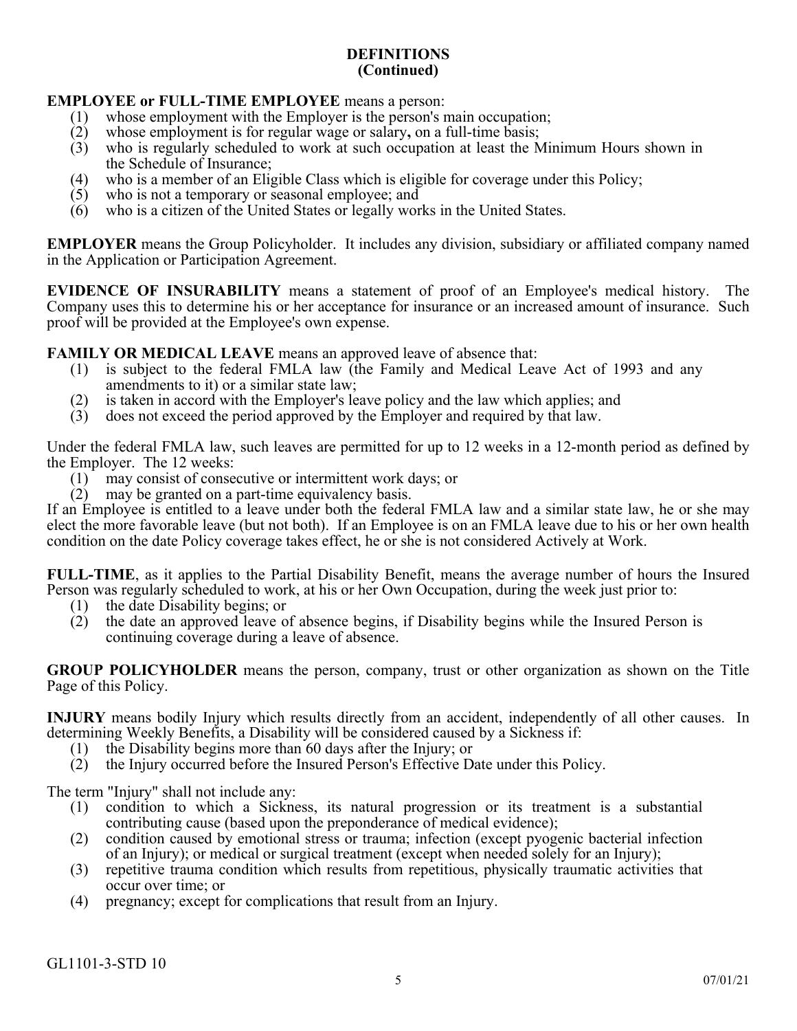## DEFINITIONS
## (Continued)

**EMPLOYEE or FULL-TIME EMPLOYEE** means a person:

1. whose employment with the Employer is the person's main occupation;
2. whose employment is for regular wage or salary**,** on a full-time basis;
3. who is regularly scheduled to work at such occupation at least the Minimum Hours shown in the Schedule of Insurance;
4. who is a member of an Eligible Class which is eligible for coverage under this Policy;
5. who is not a temporary or seasonal employee; and
6. who is a citizen of the United States or legally works in the United States.

**EMPLOYER** means the Group Policyholder. It includes any division, subsidiary or affiliated company named in the Application or Participation Agreement.

**EVIDENCE OF INSURABILITY** means a statement of proof of an Employee's medical history. The Company uses this to determine his or her acceptance for insurance or an increased amount of insurance. Such proof will be provided at the Employee's own expense.

**FAMILY OR MEDICAL LEAVE** means an approved leave of absence that:

1. is subject to the federal FMLA law (the Family and Medical Leave Act of 1993 and any amendments to it) or a similar state law;
2. is taken in accord with the Employer's leave policy and the law which applies; and
3. does not exceed the period approved by the Employer and required by that law.

Under the federal FMLA law, such leaves are permitted for up to 12 weeks in a 12-month period as defined by the Employer. The 12 weeks:

1. may consist of consecutive or intermittent work days; or
2. may be granted on a part-time equivalency basis.

If an Employee is entitled to a leave under both the federal FMLA law and a similar state law, he or she may elect the more favorable leave (but not both). If an Employee is on an FMLA leave due to his or her own health condition on the date Policy coverage takes effect, he or she is not considered Actively at Work.

**FULL-TIME**, as it applies to the Partial Disability Benefit, means the average number of hours the Insured Person was regularly scheduled to work, at his or her Own Occupation, during the week just prior to:

1. the date Disability begins; or
2. the date an approved leave of absence begins, if Disability begins while the Insured Person is continuing coverage during a leave of absence.

**GROUP POLICYHOLDER** means the person, company, trust or other organization as shown on the Title Page of this Policy.

**INJURY** means bodily Injury which results directly from an accident, independently of all other causes. In determining Weekly Benefits, a Disability will be considered caused by a Sickness if:

1. the Disability begins more than 60 days after the Injury; or
2. the Injury occurred before the Insured Person's Effective Date under this Policy.

The term "Injury" shall not include any:

1. condition to which a Sickness, its natural progression or its treatment is a substantial contributing cause (based upon the preponderance of medical evidence);
2. condition caused by emotional stress or trauma; infection (except pyogenic bacterial infection of an Injury); or medical or surgical treatment (except when needed solely for an Injury);
3. repetitive trauma condition which results from repetitious, physically traumatic activities that occur over time; or
4. pregnancy; except for complications that result from an Injury.

GL1101-3-STD 10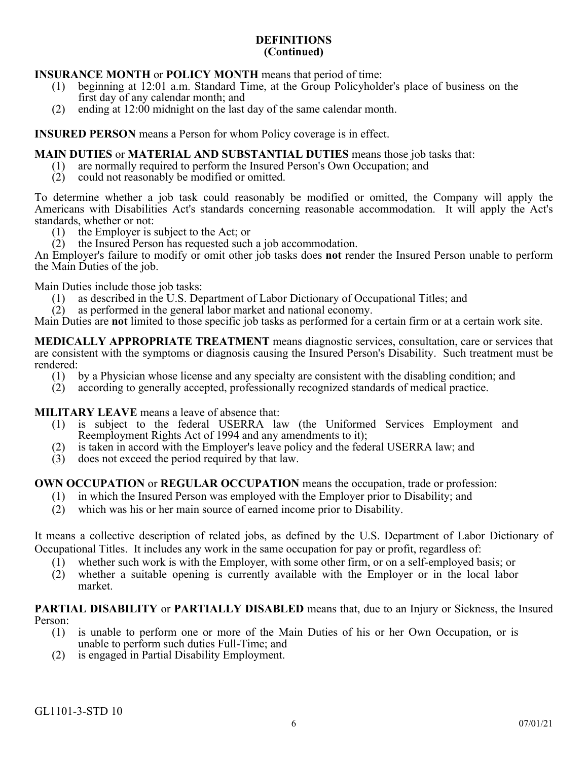## DEFINITIONS
## (Continued)

**INSURANCE MONTH** or **POLICY MONTH** means that period of time:

(1) beginning at 12:01 a.m. Standard Time, at the Group Policyholder's place of business on the first day of any calendar month; and
(2) ending at 12:00 midnight on the last day of the same calendar month.

**INSURED PERSON** means a Person for whom Policy coverage is in effect.

**MAIN DUTIES** or **MATERIAL AND SUBSTANTIAL DUTIES** means those job tasks that:

(1) are normally required to perform the Insured Person's Own Occupation; and
(2) could not reasonably be modified or omitted.

To determine whether a job task could reasonably be modified or omitted, the Company will apply the Americans with Disabilities Act's standards concerning reasonable accommodation. It will apply the Act's standards, whether or not:

(1) the Employer is subject to the Act; or
(2) the Insured Person has requested such a job accommodation.

An Employer's failure to modify or omit other job tasks does **not** render the Insured Person unable to perform the Main Duties of the job.

Main Duties include those job tasks:

(1) as described in the U.S. Department of Labor Dictionary of Occupational Titles; and
(2) as performed in the general labor market and national economy.

Main Duties are **not** limited to those specific job tasks as performed for a certain firm or at a certain work site.

**MEDICALLY APPROPRIATE TREATMENT** means diagnostic services, consultation, care or services that are consistent with the symptoms or diagnosis causing the Insured Person's Disability. Such treatment must be rendered:

(1) by a Physician whose license and any specialty are consistent with the disabling condition; and
(2) according to generally accepted, professionally recognized standards of medical practice.

**MILITARY LEAVE** means a leave of absence that:

(1) is subject to the federal USERRA law (the Uniformed Services Employment and Reemployment Rights Act of 1994 and any amendments to it);
(2) is taken in accord with the Employer's leave policy and the federal USERRA law; and
(3) does not exceed the period required by that law.

**OWN OCCUPATION** or **REGULAR OCCUPATION** means the occupation, trade or profession:

(1) in which the Insured Person was employed with the Employer prior to Disability; and
(2) which was his or her main source of earned income prior to Disability.

It means a collective description of related jobs, as defined by the U.S. Department of Labor Dictionary of Occupational Titles. It includes any work in the same occupation for pay or profit, regardless of:

(1) whether such work is with the Employer, with some other firm, or on a self-employed basis; or
(2) whether a suitable opening is currently available with the Employer or in the local labor market.

**PARTIAL DISABILITY** or **PARTIALLY DISABLED** means that, due to an Injury or Sickness, the Insured Person:

(1) is unable to perform one or more of the Main Duties of his or her Own Occupation, or is unable to perform such duties Full-Time; and
(2) is engaged in Partial Disability Employment.

GL1101-3-STD 10

07/01/21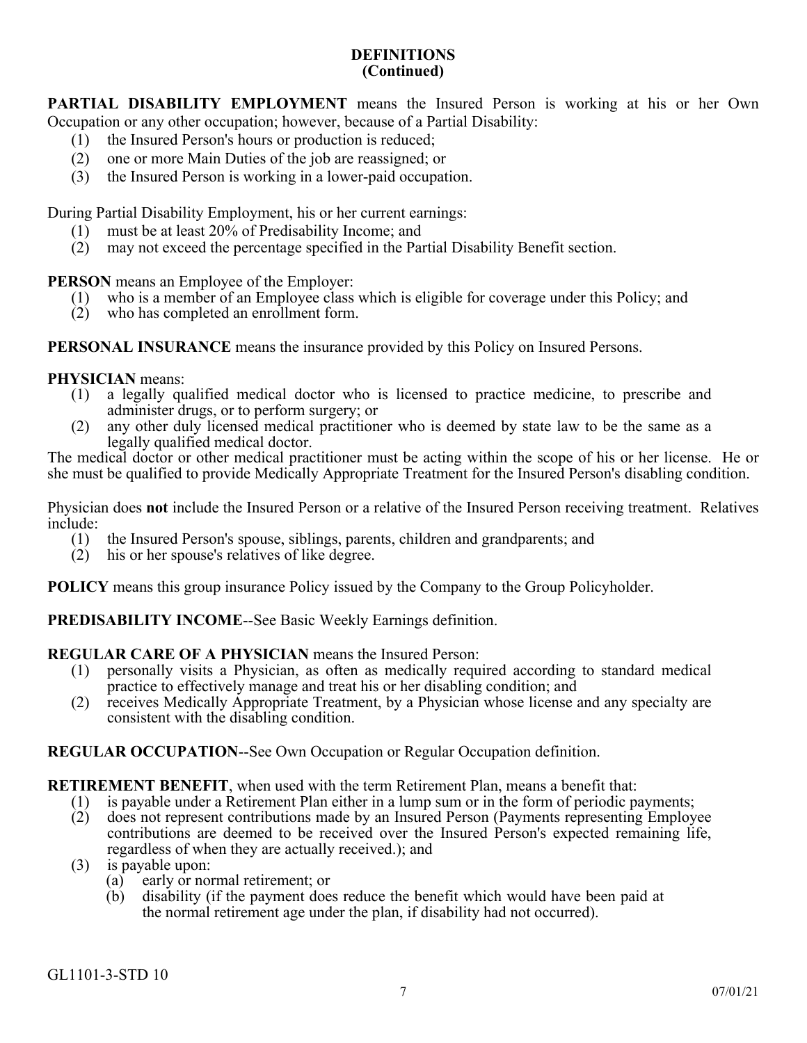## DEFINITIONS
## (Continued)

**PARTIAL DISABILITY EMPLOYMENT** means the Insured Person is working at his or her Own Occupation or any other occupation; however, because of a Partial Disability:

(1) the Insured Person's hours or production is reduced;
(2) one or more Main Duties of the job are reassigned; or
(3) the Insured Person is working in a lower-paid occupation.

During Partial Disability Employment, his or her current earnings:

(1) must be at least 20% of Predisability Income; and
(2) may not exceed the percentage specified in the Partial Disability Benefit section.

**PERSON** means an Employee of the Employer:

(1) who is a member of an Employee class which is eligible for coverage under this Policy; and
(2) who has completed an enrollment form.

**PERSONAL INSURANCE** means the insurance provided by this Policy on Insured Persons.

**PHYSICIAN** means:

(1) a legally qualified medical doctor who is licensed to practice medicine, to prescribe and administer drugs, or to perform surgery; or
(2) any other duly licensed medical practitioner who is deemed by state law to be the same as a legally qualified medical doctor.

The medical doctor or other medical practitioner must be acting within the scope of his or her license. He or she must be qualified to provide Medically Appropriate Treatment for the Insured Person's disabling condition.

Physician does **not** include the Insured Person or a relative of the Insured Person receiving treatment. Relatives include:

(1) the Insured Person's spouse, siblings, parents, children and grandparents; and
(2) his or her spouse's relatives of like degree.

**POLICY** means this group insurance Policy issued by the Company to the Group Policyholder.

**PREDISABILITY INCOME**--See Basic Weekly Earnings definition.

**REGULAR CARE OF A PHYSICIAN** means the Insured Person:

(1) personally visits a Physician, as often as medically required according to standard medical practice to effectively manage and treat his or her disabling condition; and
(2) receives Medically Appropriate Treatment, by a Physician whose license and any specialty are consistent with the disabling condition.

**REGULAR OCCUPATION**--See Own Occupation or Regular Occupation definition.

**RETIREMENT BENEFIT**, when used with the term Retirement Plan, means a benefit that:

(1) is payable under a Retirement Plan either in a lump sum or in the form of periodic payments;
(2) does not represent contributions made by an Insured Person (Payments representing Employee contributions are deemed to be received over the Insured Person's expected remaining life, regardless of when they are actually received.); and
(3) is payable upon:
    (a) early or normal retirement; or
    (b) disability (if the payment does reduce the benefit which would have been paid at the normal retirement age under the plan, if disability had not occurred).

GL1101-3-STD 10 07/01/21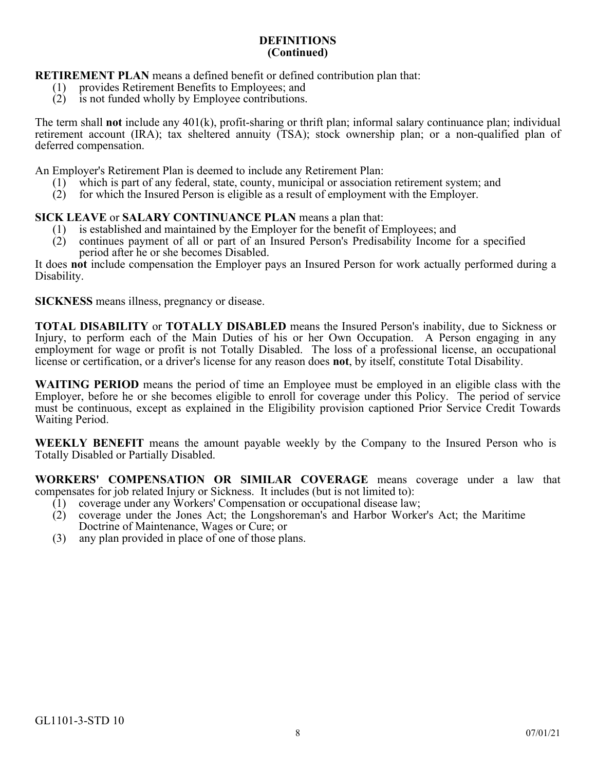## DEFINITIONS
## (Continued)

**RETIREMENT PLAN** means a defined benefit or defined contribution plan that:

(1) provides Retirement Benefits to Employees; and
(2) is not funded wholly by Employee contributions.

The term shall **not** include any 401(k), profit-sharing or thrift plan; informal salary continuance plan; individual retirement account (IRA); tax sheltered annuity (TSA); stock ownership plan; or a non-qualified plan of deferred compensation.

An Employer's Retirement Plan is deemed to include any Retirement Plan:

(1) which is part of any federal, state, county, municipal or association retirement system; and
(2) for which the Insured Person is eligible as a result of employment with the Employer.

**SICK LEAVE** or **SALARY CONTINUANCE PLAN** means a plan that:

(1) is established and maintained by the Employer for the benefit of Employees; and
(2) continues payment of all or part of an Insured Person's Predisability Income for a specified period after he or she becomes Disabled.

It does **not** include compensation the Employer pays an Insured Person for work actually performed during a Disability.

**SICKNESS** means illness, pregnancy or disease.

**TOTAL DISABILITY** or **TOTALLY DISABLED** means the Insured Person's inability, due to Sickness or Injury, to perform each of the Main Duties of his or her Own Occupation. A Person engaging in any employment for wage or profit is not Totally Disabled. The loss of a professional license, an occupational license or certification, or a driver's license for any reason does **not**, by itself, constitute Total Disability.

**WAITING PERIOD** means the period of time an Employee must be employed in an eligible class with the Employer, before he or she becomes eligible to enroll for coverage under this Policy. The period of service must be continuous, except as explained in the Eligibility provision captioned Prior Service Credit Towards Waiting Period.

**WEEKLY BENEFIT** means the amount payable weekly by the Company to the Insured Person who is Totally Disabled or Partially Disabled.

**WORKERS' COMPENSATION OR SIMILAR COVERAGE** means coverage under a law that compensates for job related Injury or Sickness. It includes (but is not limited to):

(1) coverage under any Workers' Compensation or occupational disease law;
(2) coverage under the Jones Act; the Longshoreman's and Harbor Worker's Act; the Maritime Doctrine of Maintenance, Wages or Cure; or
(3) any plan provided in place of one of those plans.

GL1101-3-STD 10 07/01/21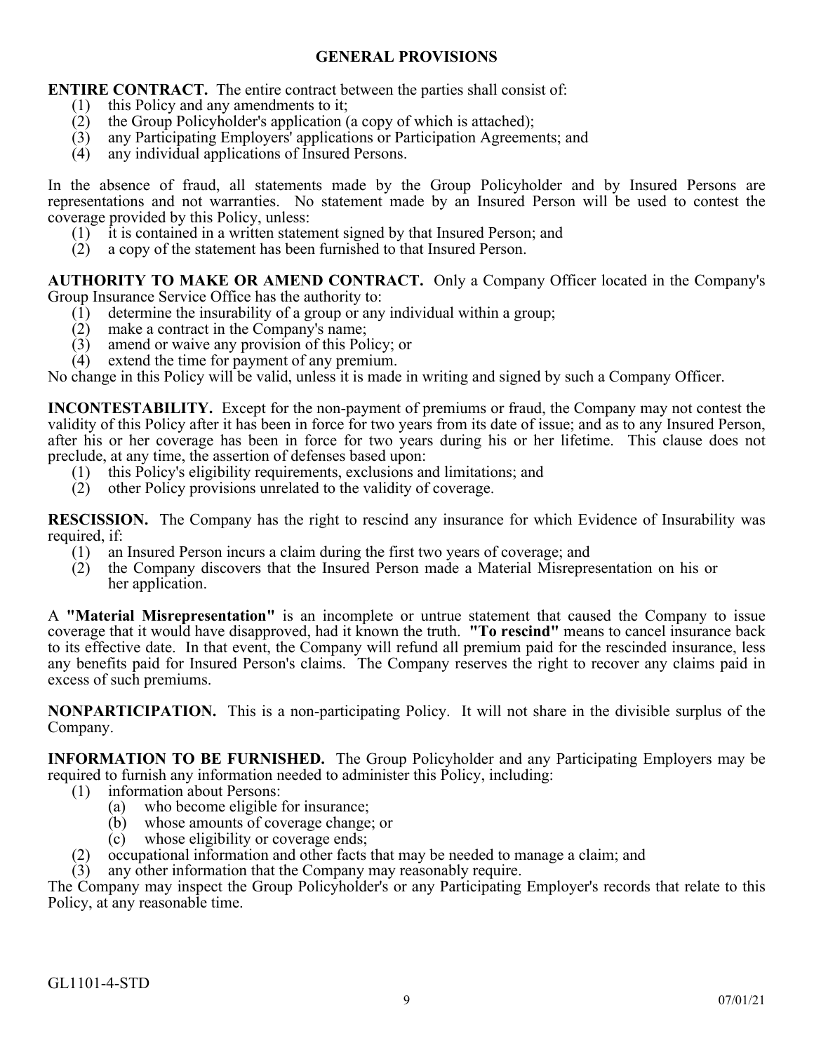## GENERAL PROVISIONS

**ENTIRE CONTRACT.** The entire contract between the parties shall consist of:

1. this Policy and any amendments to it;
2. the Group Policyholder's application (a copy of which is attached);
3. any Participating Employers' applications or Participation Agreements; and
4. any individual applications of Insured Persons.

In the absence of fraud, all statements made by the Group Policyholder and by Insured Persons are representations and not warranties. No statement made by an Insured Person will be used to contest the coverage provided by this Policy, unless:

1. it is contained in a written statement signed by that Insured Person; and
2. a copy of the statement has been furnished to that Insured Person.

**AUTHORITY TO MAKE OR AMEND CONTRACT.** Only a Company Officer located in the Company's Group Insurance Service Office has the authority to:

1. determine the insurability of a group or any individual within a group;
2. make a contract in the Company's name;
3. amend or waive any provision of this Policy; or
4. extend the time for payment of any premium.

No change in this Policy will be valid, unless it is made in writing and signed by such a Company Officer.

**INCONTESTABILITY.** Except for the non-payment of premiums or fraud, the Company may not contest the validity of this Policy after it has been in force for two years from its date of issue; and as to any Insured Person, after his or her coverage has been in force for two years during his or her lifetime. This clause does not preclude, at any time, the assertion of defenses based upon:

1. this Policy's eligibility requirements, exclusions and limitations; and
2. other Policy provisions unrelated to the validity of coverage.

**RESCISSION.** The Company has the right to rescind any insurance for which Evidence of Insurability was required, if:

1. an Insured Person incurs a claim during the first two years of coverage; and
2. the Company discovers that the Insured Person made a Material Misrepresentation on his or her application.

A **"Material Misrepresentation"** is an incomplete or untrue statement that caused the Company to issue coverage that it would have disapproved, had it known the truth. **"To rescind"** means to cancel insurance back to its effective date. In that event, the Company will refund all premium paid for the rescinded insurance, less any benefits paid for Insured Person's claims. The Company reserves the right to recover any claims paid in excess of such premiums.

**NONPARTICIPATION.** This is a non-participating Policy. It will not share in the divisible surplus of the Company.

**INFORMATION TO BE FURNISHED.** The Group Policyholder and any Participating Employers may be required to furnish any information needed to administer this Policy, including:

1. information about Persons:
   - (a) who become eligible for insurance;
   - (b) whose amounts of coverage change; or
   - (c) whose eligibility or coverage ends;
2. occupational information and other facts that may be needed to manage a claim; and
3. any other information that the Company may reasonably require.

The Company may inspect the Group Policyholder's or any Participating Employer's records that relate to this Policy, at any reasonable time.

GL1101-4-STD

07/01/21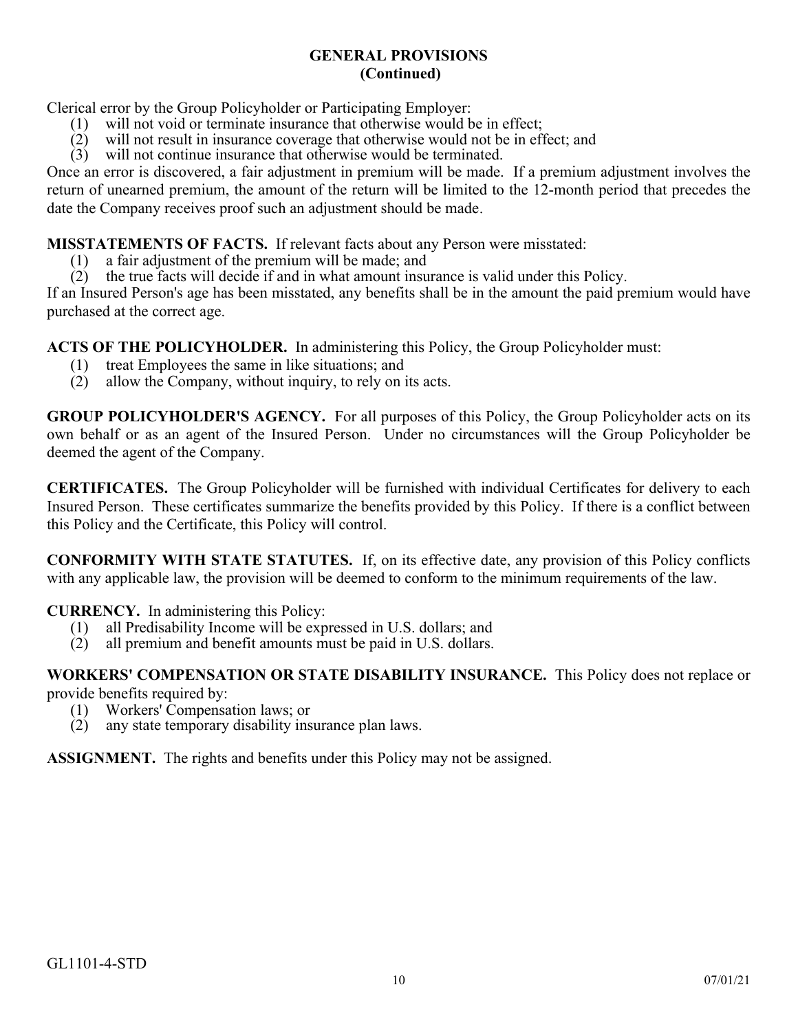## GENERAL PROVISIONS
## (Continued)

Clerical error by the Group Policyholder or Participating Employer:

(1) will not void or terminate insurance that otherwise would be in effect;
(2) will not result in insurance coverage that otherwise would not be in effect; and
(3) will not continue insurance that otherwise would be terminated.

Once an error is discovered, a fair adjustment in premium will be made. If a premium adjustment involves the return of unearned premium, the amount of the return will be limited to the 12-month period that precedes the date the Company receives proof such an adjustment should be made.

**MISSTATEMENTS OF FACTS.** If relevant facts about any Person were misstated:

(1) a fair adjustment of the premium will be made; and
(2) the true facts will decide if and in what amount insurance is valid under this Policy.

If an Insured Person's age has been misstated, any benefits shall be in the amount the paid premium would have purchased at the correct age.

**ACTS OF THE POLICYHOLDER.** In administering this Policy, the Group Policyholder must:

(1) treat Employees the same in like situations; and
(2) allow the Company, without inquiry, to rely on its acts.

**GROUP POLICYHOLDER'S AGENCY.** For all purposes of this Policy, the Group Policyholder acts on its own behalf or as an agent of the Insured Person. Under no circumstances will the Group Policyholder be deemed the agent of the Company.

**CERTIFICATES.** The Group Policyholder will be furnished with individual Certificates for delivery to each Insured Person. These certificates summarize the benefits provided by this Policy. If there is a conflict between this Policy and the Certificate, this Policy will control.

**CONFORMITY WITH STATE STATUTES.** If, on its effective date, any provision of this Policy conflicts with any applicable law, the provision will be deemed to conform to the minimum requirements of the law.

**CURRENCY.** In administering this Policy:

(1) all Predisability Income will be expressed in U.S. dollars; and
(2) all premium and benefit amounts must be paid in U.S. dollars.

**WORKERS' COMPENSATION OR STATE DISABILITY INSURANCE.** This Policy does not replace or provide benefits required by:

(1) Workers' Compensation laws; or
(2) any state temporary disability insurance plan laws.

**ASSIGNMENT.** The rights and benefits under this Policy may not be assigned.

GL1101-4-STD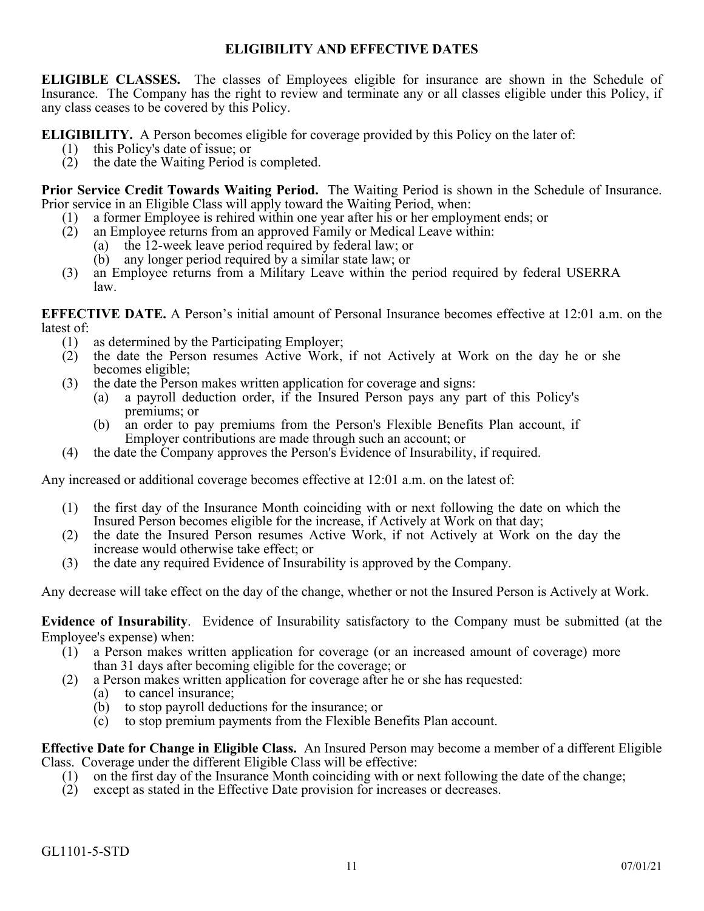## ELIGIBILITY AND EFFECTIVE DATES

**ELIGIBLE CLASSES.** The classes of Employees eligible for insurance are shown in the Schedule of Insurance. The Company has the right to review and terminate any or all classes eligible under this Policy, if any class ceases to be covered by this Policy.

**ELIGIBILITY.** A Person becomes eligible for coverage provided by this Policy on the later of:

1. this Policy's date of issue; or
2. the date the Waiting Period is completed.

**Prior Service Credit Towards Waiting Period.** The Waiting Period is shown in the Schedule of Insurance. Prior service in an Eligible Class will apply toward the Waiting Period, when:

1. a former Employee is rehired within one year after his or her employment ends; or
2. an Employee returns from an approved Family or Medical Leave within:
   - (a) the 12-week leave period required by federal law; or
   - (b) any longer period required by a similar state law; or
3. an Employee returns from a Military Leave within the period required by federal USERRA law.

**EFFECTIVE DATE.** A Person's initial amount of Personal Insurance becomes effective at 12:01 a.m. on the latest of:

1. as determined by the Participating Employer;
2. the date the Person resumes Active Work, if not Actively at Work on the day he or she becomes eligible;
3. the date the Person makes written application for coverage and signs:
   - (a) a payroll deduction order, if the Insured Person pays any part of this Policy's premiums; or
   - (b) an order to pay premiums from the Person's Flexible Benefits Plan account, if Employer contributions are made through such an account; or
4. the date the Company approves the Person's Evidence of Insurability, if required.

Any increased or additional coverage becomes effective at 12:01 a.m. on the latest of:

1. the first day of the Insurance Month coinciding with or next following the date on which the Insured Person becomes eligible for the increase, if Actively at Work on that day;
2. the date the Insured Person resumes Active Work, if not Actively at Work on the day the increase would otherwise take effect; or
3. the date any required Evidence of Insurability is approved by the Company.

Any decrease will take effect on the day of the change, whether or not the Insured Person is Actively at Work.

**Evidence of Insurability**. Evidence of Insurability satisfactory to the Company must be submitted (at the Employee's expense) when:

1. a Person makes written application for coverage (or an increased amount of coverage) more than 31 days after becoming eligible for the coverage; or
2. a Person makes written application for coverage after he or she has requested:
   - (a) to cancel insurance;
   - (b) to stop payroll deductions for the insurance; or
   - (c) to stop premium payments from the Flexible Benefits Plan account.

**Effective Date for Change in Eligible Class.** An Insured Person may become a member of a different Eligible Class. Coverage under the different Eligible Class will be effective:

1. on the first day of the Insurance Month coinciding with or next following the date of the change;
2. except as stated in the Effective Date provision for increases or decreases.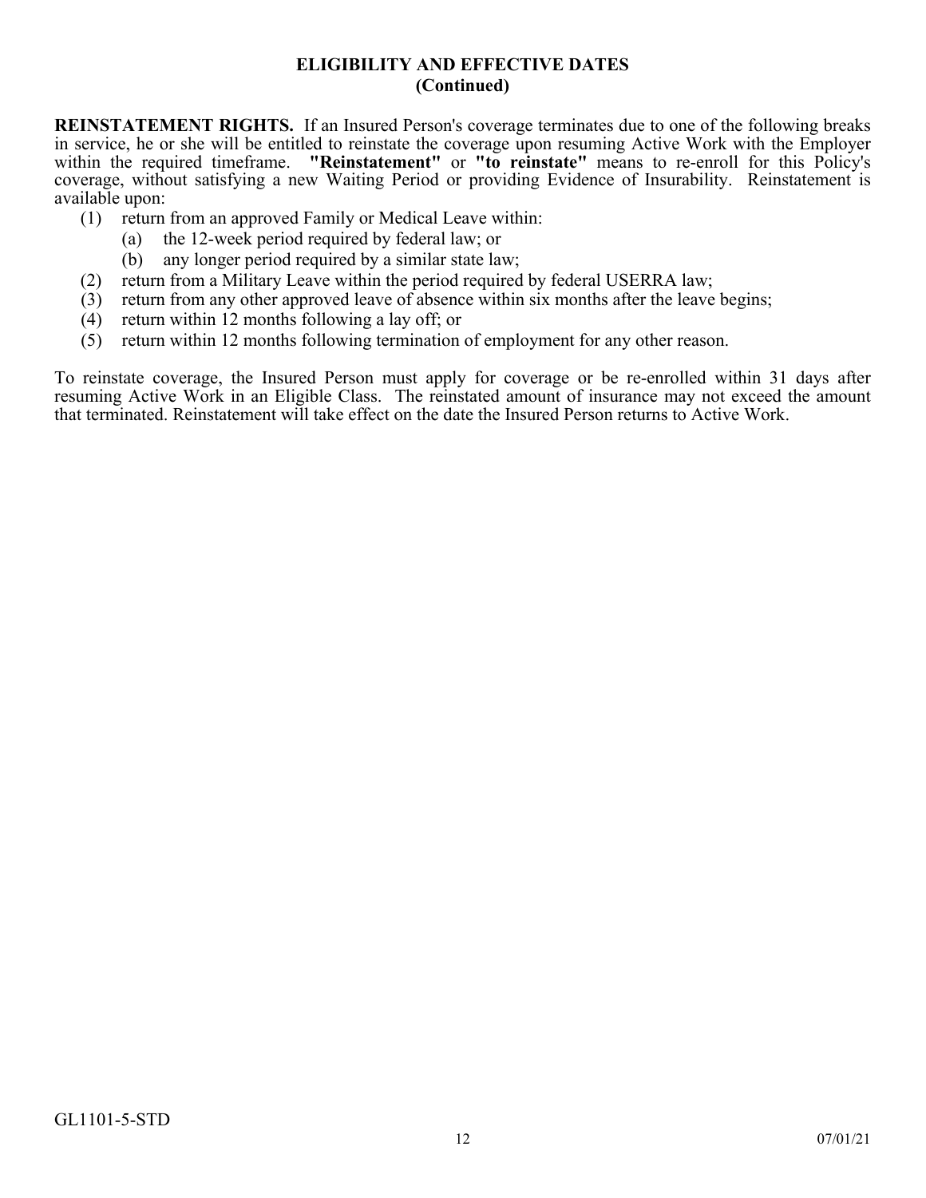## ELIGIBILITY AND EFFECTIVE DATES
## (Continued)

**REINSTATEMENT RIGHTS.** If an Insured Person's coverage terminates due to one of the following breaks in service, he or she will be entitled to reinstate the coverage upon resuming Active Work with the Employer within the required timeframe. **"Reinstatement"** or **"to reinstate"** means to re-enroll for this Policy's coverage, without satisfying a new Waiting Period or providing Evidence of Insurability. Reinstatement is available upon:

(1) return from an approved Family or Medical Leave within:
    (a) the 12-week period required by federal law; or
    (b) any longer period required by a similar state law;
(2) return from a Military Leave within the period required by federal USERRA law;
(3) return from any other approved leave of absence within six months after the leave begins;
(4) return within 12 months following a lay off; or
(5) return within 12 months following termination of employment for any other reason.

To reinstate coverage, the Insured Person must apply for coverage or be re-enrolled within 31 days after resuming Active Work in an Eligible Class. The reinstated amount of insurance may not exceed the amount that terminated. Reinstatement will take effect on the date the Insured Person returns to Active Work.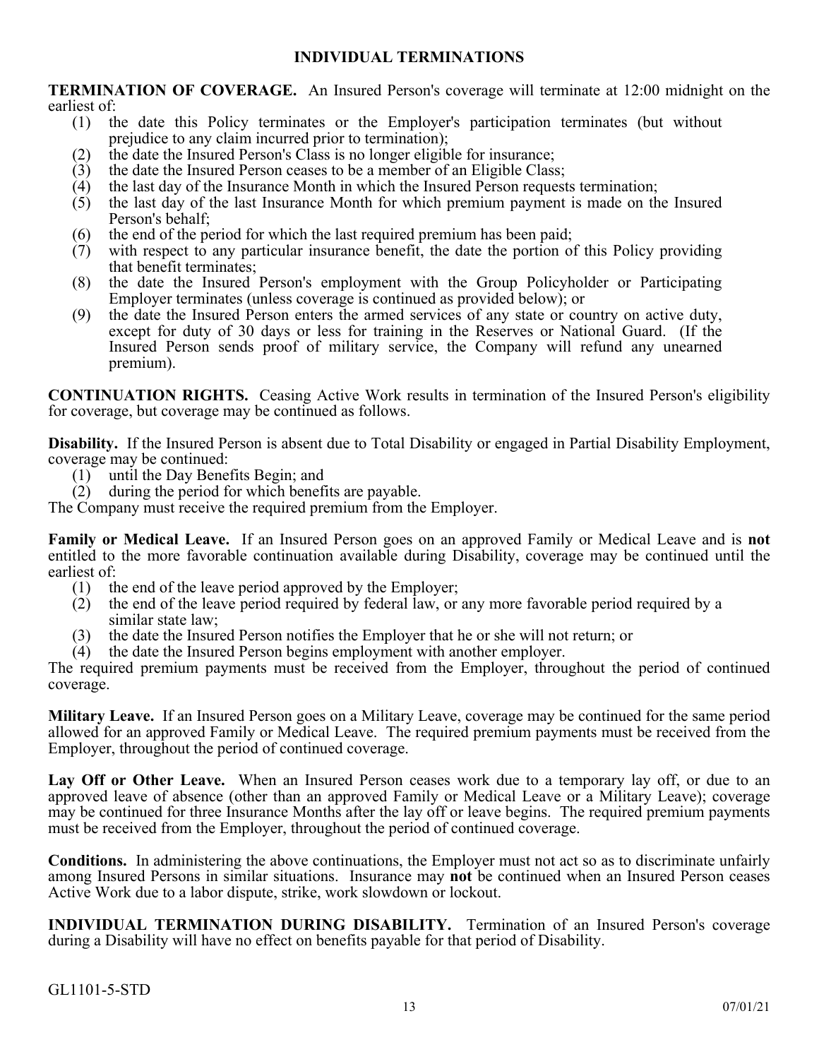## INDIVIDUAL TERMINATIONS

**TERMINATION OF COVERAGE.** An Insured Person's coverage will terminate at 12:00 midnight on the earliest of:

(1) the date this Policy terminates or the Employer's participation terminates (but without prejudice to any claim incurred prior to termination);
(2) the date the Insured Person's Class is no longer eligible for insurance;
(3) the date the Insured Person ceases to be a member of an Eligible Class;
(4) the last day of the Insurance Month in which the Insured Person requests termination;
(5) the last day of the last Insurance Month for which premium payment is made on the Insured Person's behalf;
(6) the end of the period for which the last required premium has been paid;
(7) with respect to any particular insurance benefit, the date the portion of this Policy providing that benefit terminates;
(8) the date the Insured Person's employment with the Group Policyholder or Participating Employer terminates (unless coverage is continued as provided below); or
(9) the date the Insured Person enters the armed services of any state or country on active duty, except for duty of 30 days or less for training in the Reserves or National Guard. (If the Insured Person sends proof of military service, the Company will refund any unearned premium).

**CONTINUATION RIGHTS.** Ceasing Active Work results in termination of the Insured Person's eligibility for coverage, but coverage may be continued as follows.

**Disability.** If the Insured Person is absent due to Total Disability or engaged in Partial Disability Employment, coverage may be continued:

(1) until the Day Benefits Begin; and
(2) during the period for which benefits are payable.

The Company must receive the required premium from the Employer.

**Family or Medical Leave.** If an Insured Person goes on an approved Family or Medical Leave and is **not** entitled to the more favorable continuation available during Disability, coverage may be continued until the earliest of:

(1) the end of the leave period approved by the Employer;
(2) the end of the leave period required by federal law, or any more favorable period required by a similar state law;
(3) the date the Insured Person notifies the Employer that he or she will not return; or
(4) the date the Insured Person begins employment with another employer.

The required premium payments must be received from the Employer, throughout the period of continued coverage.

**Military Leave.** If an Insured Person goes on a Military Leave, coverage may be continued for the same period allowed for an approved Family or Medical Leave. The required premium payments must be received from the Employer, throughout the period of continued coverage.

**Lay Off or Other Leave.** When an Insured Person ceases work due to a temporary lay off, or due to an approved leave of absence (other than an approved Family or Medical Leave or a Military Leave); coverage may be continued for three Insurance Months after the lay off or leave begins. The required premium payments must be received from the Employer, throughout the period of continued coverage.

**Conditions.** In administering the above continuations, the Employer must not act so as to discriminate unfairly among Insured Persons in similar situations. Insurance may **not** be continued when an Insured Person ceases Active Work due to a labor dispute, strike, work slowdown or lockout.

**INDIVIDUAL TERMINATION DURING DISABILITY.** Termination of an Insured Person's coverage during a Disability will have no effect on benefits payable for that period of Disability.

GL1101-5-STD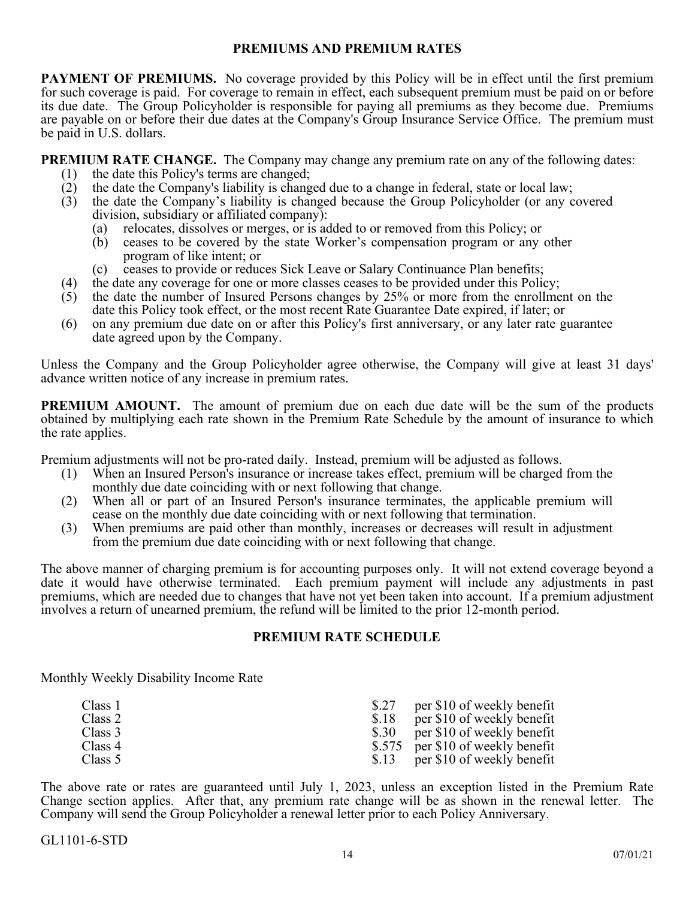## PREMIUMS AND PREMIUM RATES

**PAYMENT OF PREMIUMS.** No coverage provided by this Policy will be in effect until the first premium for such coverage is paid. For coverage to remain in effect, each subsequent premium must be paid on or before its due date. The Group Policyholder is responsible for paying all premiums as they become due. Premiums are payable on or before their due dates at the Company's Group Insurance Service Office. The premium must be paid in U.S. dollars.

**PREMIUM RATE CHANGE.** The Company may change any premium rate on any of the following dates:

(1) the date this Policy's terms are changed;
(2) the date the Company's liability is changed due to a change in federal, state or local law;
(3) the date the Company's liability is changed because the Group Policyholder (or any covered division, subsidiary or affiliated company):
  (a) relocates, dissolves or merges, or is added to or removed from this Policy; or
  (b) ceases to be covered by the state Worker's compensation program or any other program of like intent; or
  (c) ceases to provide or reduces Sick Leave or Salary Continuance Plan benefits;
(4) the date any coverage for one or more classes ceases to be provided under this Policy;
(5) the date the number of Insured Persons changes by 25% or more from the enrollment on the date this Policy took effect, or the most recent Rate Guarantee Date expired, if later; or
(6) on any premium due date on or after this Policy's first anniversary, or any later rate guarantee date agreed upon by the Company.

Unless the Company and the Group Policyholder agree otherwise, the Company will give at least 31 days' advance written notice of any increase in premium rates.

**PREMIUM AMOUNT.** The amount of premium due on each due date will be the sum of the products obtained by multiplying each rate shown in the Premium Rate Schedule by the amount of insurance to which the rate applies.

Premium adjustments will not be pro-rated daily. Instead, premium will be adjusted as follows.

(1) When an Insured Person's insurance or increase takes effect, premium will be charged from the monthly due date coinciding with or next following that change.
(2) When all or part of an Insured Person's insurance terminates, the applicable premium will cease on the monthly due date coinciding with or next following that termination.
(3) When premiums are paid other than monthly, increases or decreases will result in adjustment from the premium due date coinciding with or next following that change.

The above manner of charging premium is for accounting purposes only. It will not extend coverage beyond a date it would have otherwise terminated. Each premium payment will include any adjustments in past premiums, which are needed due to changes that have not yet been taken into account. If a premium adjustment involves a return of unearned premium, the refund will be limited to the prior 12-month period.

## PREMIUM RATE SCHEDULE

Monthly Weekly Disability Income Rate

| | | |
|---|---|---|
| Class 1 | $.27 | per $10 of weekly benefit |
| Class 2 | $.18 | per $10 of weekly benefit |
| Class 3 | $.30 | per $10 of weekly benefit |
| Class 4 | $.575 | per $10 of weekly benefit |
| Class 5 | $.13 | per $10 of weekly benefit |

The above rate or rates are guaranteed until July 1, 2023, unless an exception listed in the Premium Rate Change section applies. After that, any premium rate change will be as shown in the renewal letter. The Company will send the Group Policyholder a renewal letter prior to each Policy Anniversary.

GL1101-6-STD

07/01/21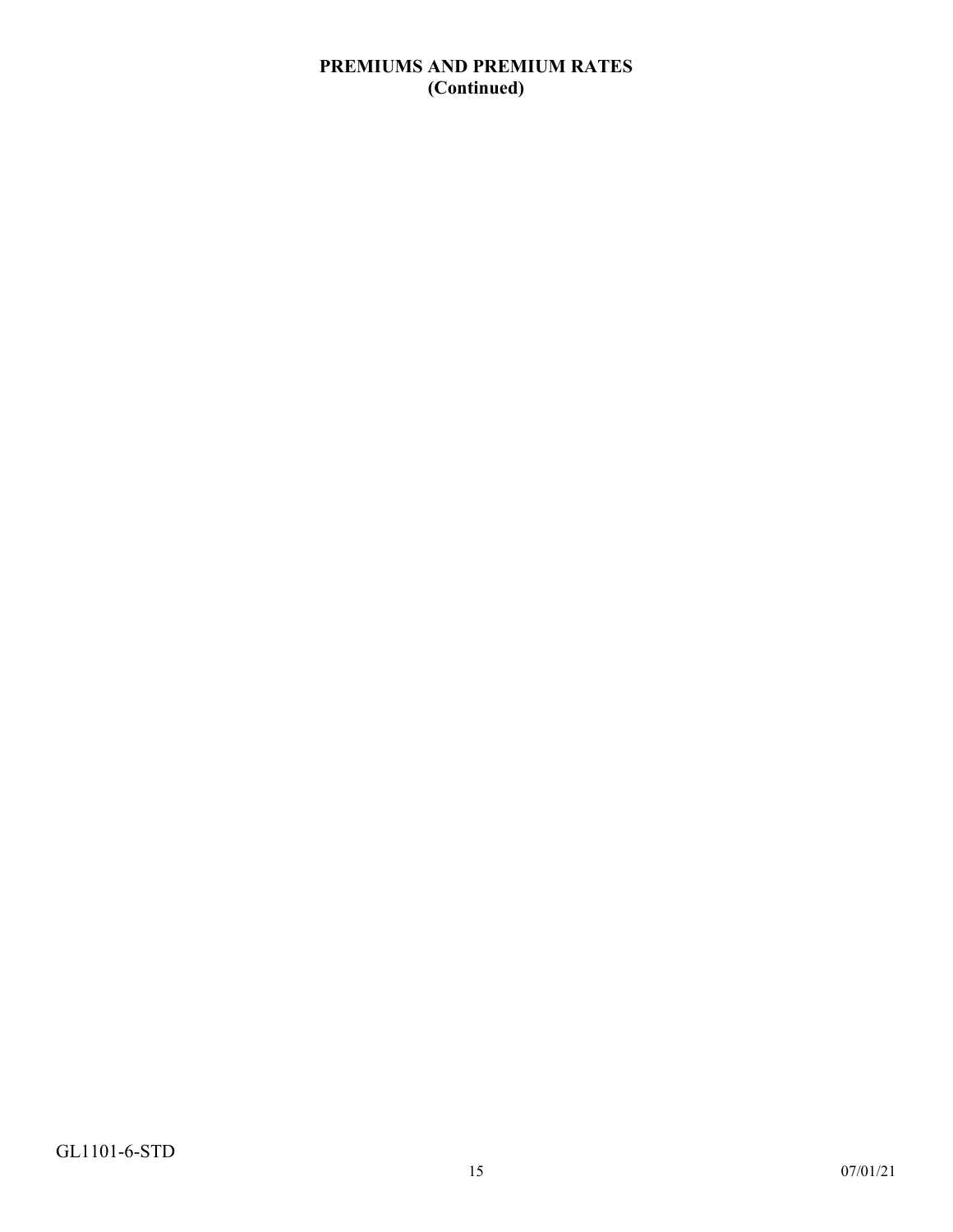## PREMIUMS AND PREMIUM RATES
## (Continued)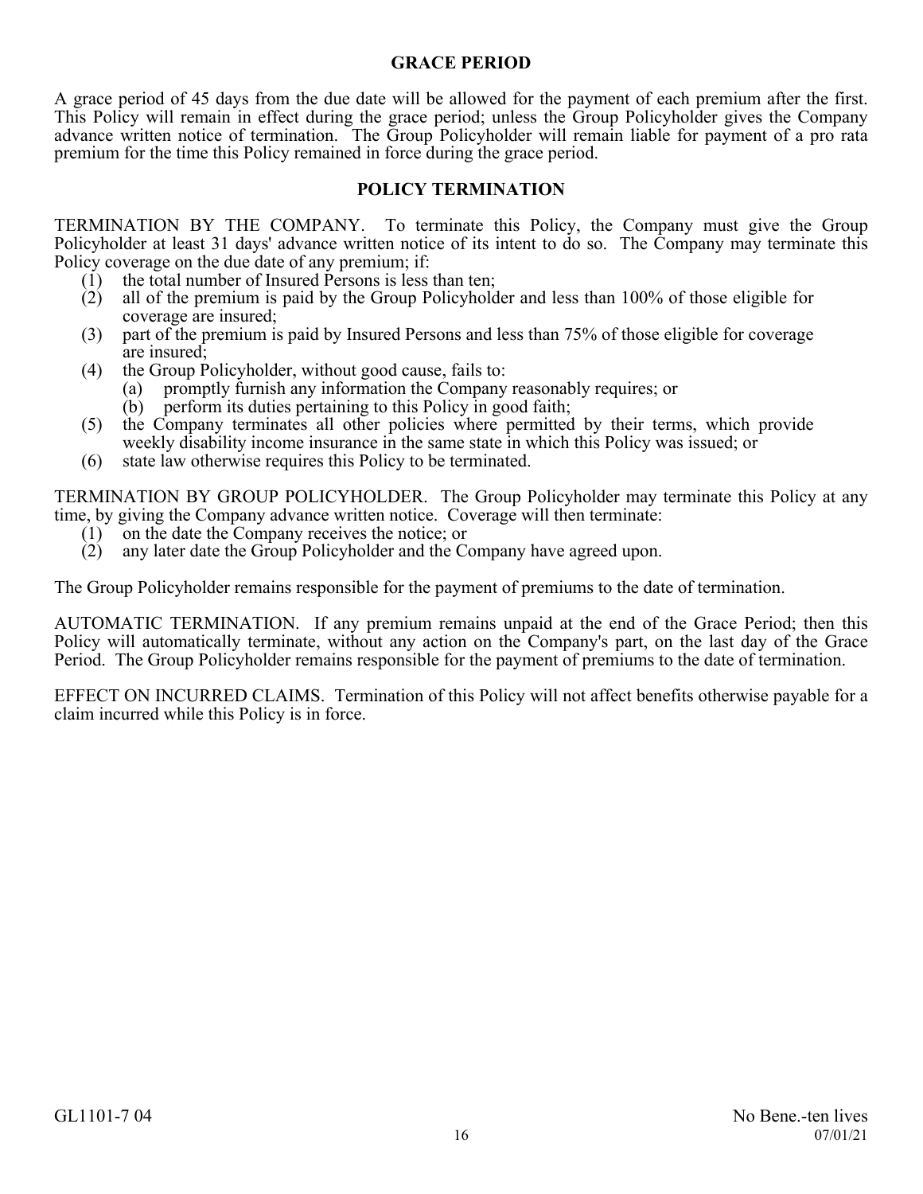## GRACE PERIOD

A grace period of 45 days from the due date will be allowed for the payment of each premium after the first. This Policy will remain in effect during the grace period; unless the Group Policyholder gives the Company advance written notice of termination. The Group Policyholder will remain liable for payment of a pro rata premium for the time this Policy remained in force during the grace period.

## POLICY TERMINATION

TERMINATION BY THE COMPANY. To terminate this Policy, the Company must give the Group Policyholder at least 31 days' advance written notice of its intent to do so. The Company may terminate this Policy coverage on the due date of any premium; if:

(1) the total number of Insured Persons is less than ten;
(2) all of the premium is paid by the Group Policyholder and less than 100% of those eligible for coverage are insured;
(3) part of the premium is paid by Insured Persons and less than 75% of those eligible for coverage are insured;
(4) the Group Policyholder, without good cause, fails to:
    (a) promptly furnish any information the Company reasonably requires; or
    (b) perform its duties pertaining to this Policy in good faith;
(5) the Company terminates all other policies where permitted by their terms, which provide weekly disability income insurance in the same state in which this Policy was issued; or
(6) state law otherwise requires this Policy to be terminated.

TERMINATION BY GROUP POLICYHOLDER. The Group Policyholder may terminate this Policy at any time, by giving the Company advance written notice. Coverage will then terminate:

(1) on the date the Company receives the notice; or
(2) any later date the Group Policyholder and the Company have agreed upon.

The Group Policyholder remains responsible for the payment of premiums to the date of termination.

AUTOMATIC TERMINATION. If any premium remains unpaid at the end of the Grace Period; then this Policy will automatically terminate, without any action on the Company's part, on the last day of the Grace Period. The Group Policyholder remains responsible for the payment of premiums to the date of termination.

EFFECT ON INCURRED CLAIMS. Termination of this Policy will not affect benefits otherwise payable for a claim incurred while this Policy is in force.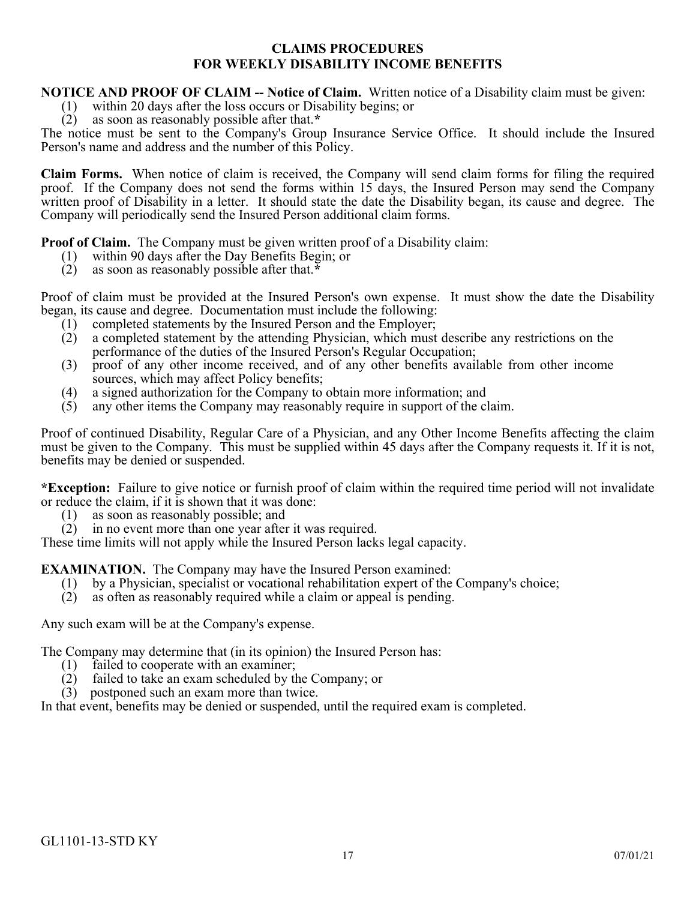## CLAIMS PROCEDURES
## FOR WEEKLY DISABILITY INCOME BENEFITS

**NOTICE AND PROOF OF CLAIM -- Notice of Claim.** Written notice of a Disability claim must be given:

(1) within 20 days after the loss occurs or Disability begins; or
(2) as soon as reasonably possible after that.*

The notice must be sent to the Company's Group Insurance Service Office. It should include the Insured Person's name and address and the number of this Policy.

**Claim Forms.** When notice of claim is received, the Company will send claim forms for filing the required proof. If the Company does not send the forms within 15 days, the Insured Person may send the Company written proof of Disability in a letter. It should state the date the Disability began, its cause and degree. The Company will periodically send the Insured Person additional claim forms.

**Proof of Claim.** The Company must be given written proof of a Disability claim:

(1) within 90 days after the Day Benefits Begin; or
(2) as soon as reasonably possible after that.*

Proof of claim must be provided at the Insured Person's own expense. It must show the date the Disability began, its cause and degree. Documentation must include the following:

(1) completed statements by the Insured Person and the Employer;
(2) a completed statement by the attending Physician, which must describe any restrictions on the performance of the duties of the Insured Person's Regular Occupation;
(3) proof of any other income received, and of any other benefits available from other income sources, which may affect Policy benefits;
(4) a signed authorization for the Company to obtain more information; and
(5) any other items the Company may reasonably require in support of the claim.

Proof of continued Disability, Regular Care of a Physician, and any Other Income Benefits affecting the claim must be given to the Company. This must be supplied within 45 days after the Company requests it. If it is not, benefits may be denied or suspended.

***Exception:** Failure to give notice or furnish proof of claim within the required time period will not invalidate or reduce the claim, if it is shown that it was done:

(1) as soon as reasonably possible; and
(2) in no event more than one year after it was required.

These time limits will not apply while the Insured Person lacks legal capacity.

**EXAMINATION.** The Company may have the Insured Person examined:

(1) by a Physician, specialist or vocational rehabilitation expert of the Company's choice;
(2) as often as reasonably required while a claim or appeal is pending.

Any such exam will be at the Company's expense.

The Company may determine that (in its opinion) the Insured Person has:

(1) failed to cooperate with an examiner;
(2) failed to take an exam scheduled by the Company; or
(3) postponed such an exam more than twice.

In that event, benefits may be denied or suspended, until the required exam is completed.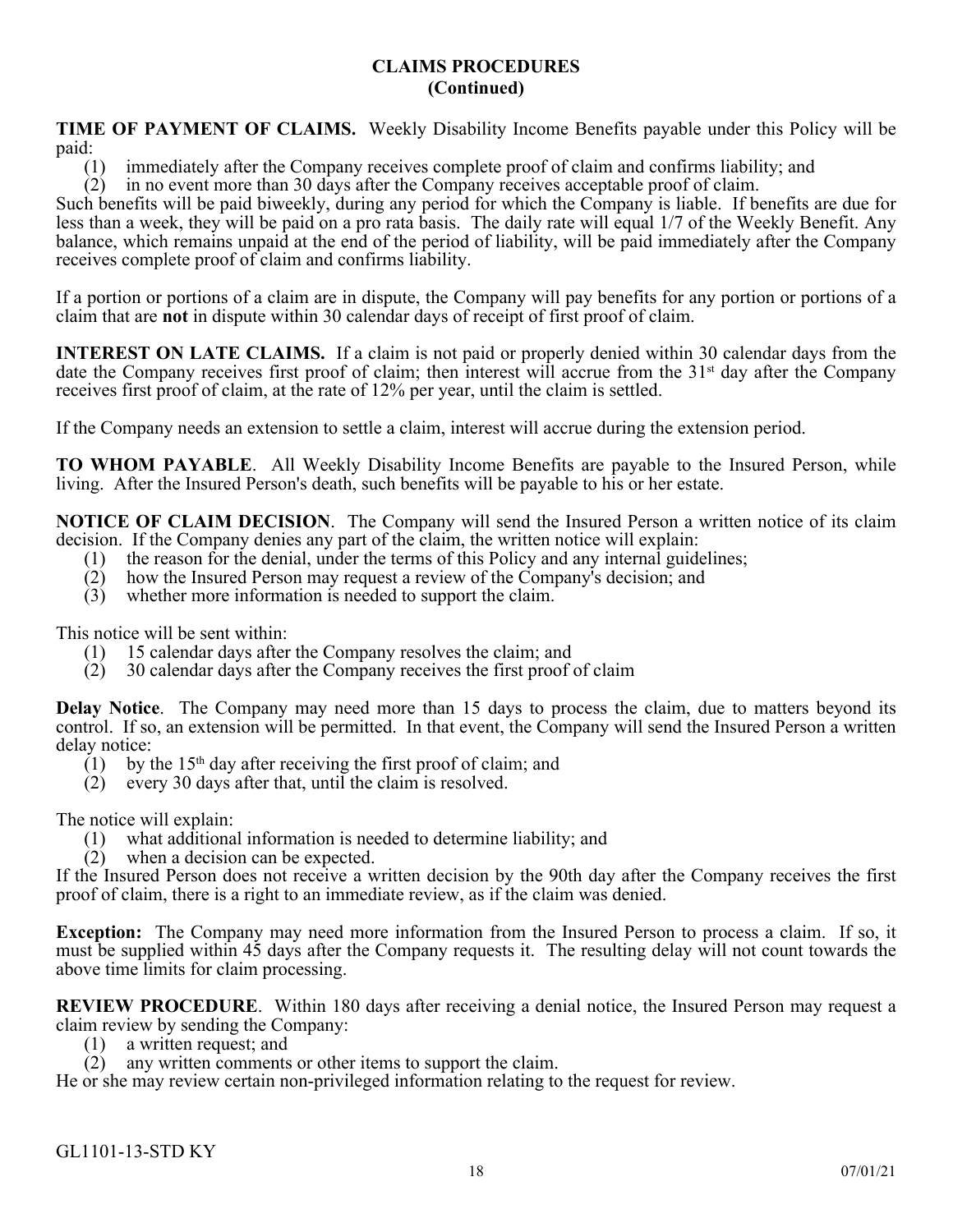## CLAIMS PROCEDURES (Continued)

**TIME OF PAYMENT OF CLAIMS.** Weekly Disability Income Benefits payable under this Policy will be paid:

(1) immediately after the Company receives complete proof of claim and confirms liability; and
(2) in no event more than 30 days after the Company receives acceptable proof of claim.

Such benefits will be paid biweekly, during any period for which the Company is liable. If benefits are due for less than a week, they will be paid on a pro rata basis. The daily rate will equal 1/7 of the Weekly Benefit. Any balance, which remains unpaid at the end of the period of liability, will be paid immediately after the Company receives complete proof of claim and confirms liability.

If a portion or portions of a claim are in dispute, the Company will pay benefits for any portion or portions of a claim that are **not** in dispute within 30 calendar days of receipt of first proof of claim.

**INTEREST ON LATE CLAIMS.** If a claim is not paid or properly denied within 30 calendar days from the date the Company receives first proof of claim; then interest will accrue from the 31st day after the Company receives first proof of claim, at the rate of 12% per year, until the claim is settled.

If the Company needs an extension to settle a claim, interest will accrue during the extension period.

**TO WHOM PAYABLE**. All Weekly Disability Income Benefits are payable to the Insured Person, while living. After the Insured Person's death, such benefits will be payable to his or her estate.

**NOTICE OF CLAIM DECISION**. The Company will send the Insured Person a written notice of its claim decision. If the Company denies any part of the claim, the written notice will explain:

(1) the reason for the denial, under the terms of this Policy and any internal guidelines;
(2) how the Insured Person may request a review of the Company's decision; and
(3) whether more information is needed to support the claim.

This notice will be sent within:

(1) 15 calendar days after the Company resolves the claim; and
(2) 30 calendar days after the Company receives the first proof of claim

**Delay Notice**. The Company may need more than 15 days to process the claim, due to matters beyond its control. If so, an extension will be permitted. In that event, the Company will send the Insured Person a written delay notice:

(1) by the 15th day after receiving the first proof of claim; and
(2) every 30 days after that, until the claim is resolved.

The notice will explain:

(1) what additional information is needed to determine liability; and
(2) when a decision can be expected.

If the Insured Person does not receive a written decision by the 90th day after the Company receives the first proof of claim, there is a right to an immediate review, as if the claim was denied.

**Exception:** The Company may need more information from the Insured Person to process a claim. If so, it must be supplied within 45 days after the Company requests it. The resulting delay will not count towards the above time limits for claim processing.

**REVIEW PROCEDURE**. Within 180 days after receiving a denial notice, the Insured Person may request a claim review by sending the Company:

(1) a written request; and
(2) any written comments or other items to support the claim.

He or she may review certain non-privileged information relating to the request for review.

GL1101-13-STD KY 07/01/21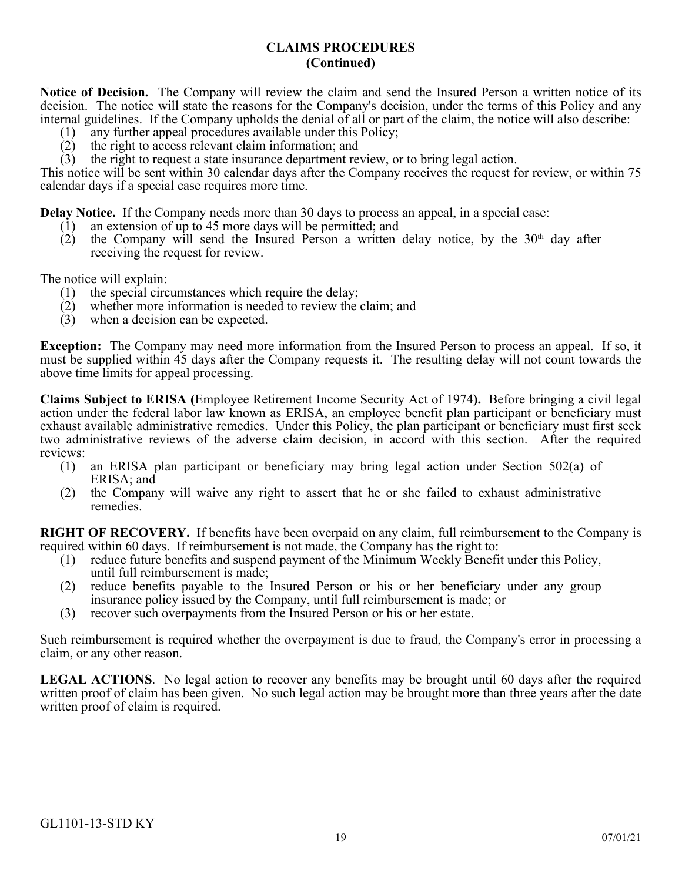## CLAIMS PROCEDURES
## (Continued)

**Notice of Decision.** The Company will review the claim and send the Insured Person a written notice of its decision. The notice will state the reasons for the Company's decision, under the terms of this Policy and any internal guidelines. If the Company upholds the denial of all or part of the claim, the notice will also describe:

(1) any further appeal procedures available under this Policy;
(2) the right to access relevant claim information; and
(3) the right to request a state insurance department review, or to bring legal action.

This notice will be sent within 30 calendar days after the Company receives the request for review, or within 75 calendar days if a special case requires more time.

**Delay Notice.** If the Company needs more than 30 days to process an appeal, in a special case:

(1) an extension of up to 45 more days will be permitted; and
(2) the Company will send the Insured Person a written delay notice, by the 30th day after receiving the request for review.

The notice will explain:

(1) the special circumstances which require the delay;
(2) whether more information is needed to review the claim; and
(3) when a decision can be expected.

**Exception:** The Company may need more information from the Insured Person to process an appeal. If so, it must be supplied within 45 days after the Company requests it. The resulting delay will not count towards the above time limits for appeal processing.

**Claims Subject to ERISA (**Employee Retirement Income Security Act of 1974**).** Before bringing a civil legal action under the federal labor law known as ERISA, an employee benefit plan participant or beneficiary must exhaust available administrative remedies. Under this Policy, the plan participant or beneficiary must first seek two administrative reviews of the adverse claim decision, in accord with this section. After the required reviews:

(1) an ERISA plan participant or beneficiary may bring legal action under Section 502(a) of ERISA; and
(2) the Company will waive any right to assert that he or she failed to exhaust administrative remedies.

**RIGHT OF RECOVERY.** If benefits have been overpaid on any claim, full reimbursement to the Company is required within 60 days. If reimbursement is not made, the Company has the right to:

(1) reduce future benefits and suspend payment of the Minimum Weekly Benefit under this Policy, until full reimbursement is made;
(2) reduce benefits payable to the Insured Person or his or her beneficiary under any group insurance policy issued by the Company, until full reimbursement is made; or
(3) recover such overpayments from the Insured Person or his or her estate.

Such reimbursement is required whether the overpayment is due to fraud, the Company's error in processing a claim, or any other reason.

**LEGAL ACTIONS**. No legal action to recover any benefits may be brought until 60 days after the required written proof of claim has been given. No such legal action may be brought more than three years after the date written proof of claim is required.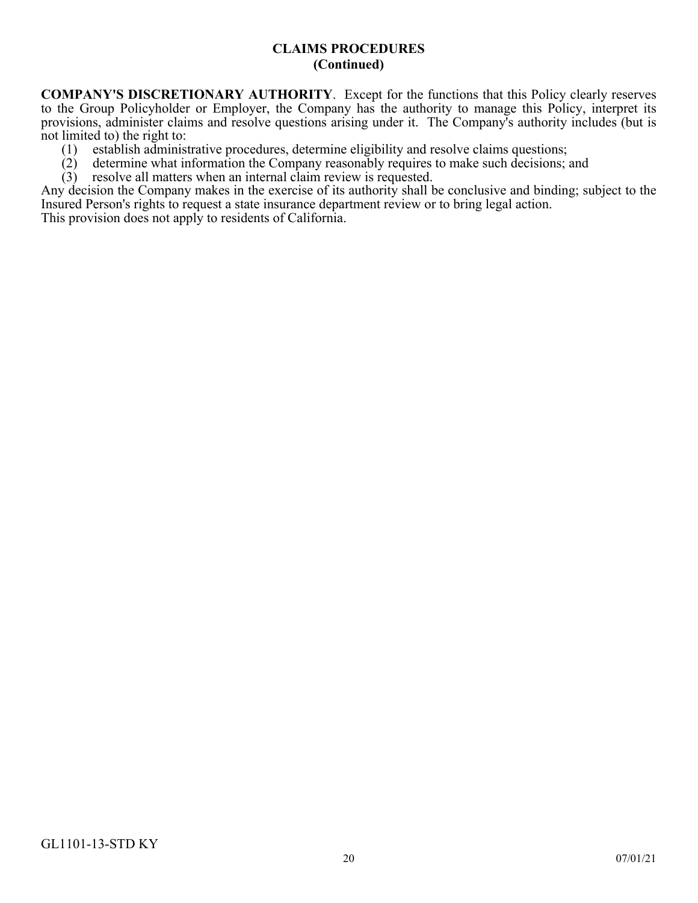## CLAIMS PROCEDURES
## (Continued)

**COMPANY'S DISCRETIONARY AUTHORITY**. Except for the functions that this Policy clearly reserves to the Group Policyholder or Employer, the Company has the authority to manage this Policy, interpret its provisions, administer claims and resolve questions arising under it. The Company's authority includes (but is not limited to) the right to:

(1) establish administrative procedures, determine eligibility and resolve claims questions;
(2) determine what information the Company reasonably requires to make such decisions; and
(3) resolve all matters when an internal claim review is requested.

Any decision the Company makes in the exercise of its authority shall be conclusive and binding; subject to the Insured Person's rights to request a state insurance department review or to bring legal action.

This provision does not apply to residents of California.

GL1101-13-STD KY

07/01/21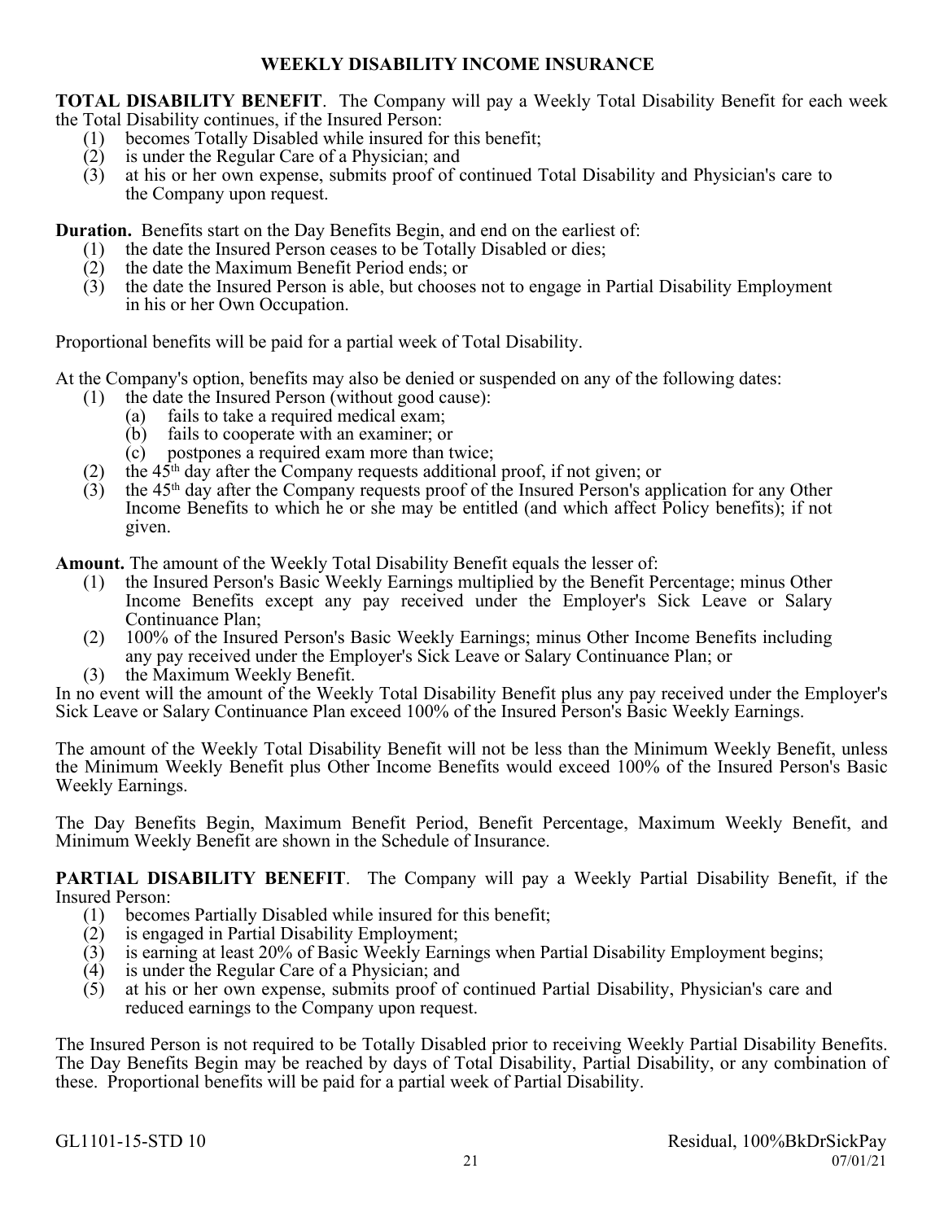## WEEKLY DISABILITY INCOME INSURANCE

**TOTAL DISABILITY BENEFIT**. The Company will pay a Weekly Total Disability Benefit for each week the Total Disability continues, if the Insured Person:

(1) becomes Totally Disabled while insured for this benefit;
(2) is under the Regular Care of a Physician; and
(3) at his or her own expense, submits proof of continued Total Disability and Physician's care to the Company upon request.

**Duration.** Benefits start on the Day Benefits Begin, and end on the earliest of:

(1) the date the Insured Person ceases to be Totally Disabled or dies;
(2) the date the Maximum Benefit Period ends; or
(3) the date the Insured Person is able, but chooses not to engage in Partial Disability Employment in his or her Own Occupation.

Proportional benefits will be paid for a partial week of Total Disability.

At the Company's option, benefits may also be denied or suspended on any of the following dates:

(1) the date the Insured Person (without good cause):
    (a) fails to take a required medical exam;
    (b) fails to cooperate with an examiner; or
    (c) postpones a required exam more than twice;
(2) the 45th day after the Company requests additional proof, if not given; or
(3) the 45th day after the Company requests proof of the Insured Person's application for any Other Income Benefits to which he or she may be entitled (and which affect Policy benefits); if not given.

**Amount.** The amount of the Weekly Total Disability Benefit equals the lesser of:

(1) the Insured Person's Basic Weekly Earnings multiplied by the Benefit Percentage; minus Other Income Benefits except any pay received under the Employer's Sick Leave or Salary Continuance Plan;
(2) 100% of the Insured Person's Basic Weekly Earnings; minus Other Income Benefits including any pay received under the Employer's Sick Leave or Salary Continuance Plan; or
(3) the Maximum Weekly Benefit.

In no event will the amount of the Weekly Total Disability Benefit plus any pay received under the Employer's Sick Leave or Salary Continuance Plan exceed 100% of the Insured Person's Basic Weekly Earnings.

The amount of the Weekly Total Disability Benefit will not be less than the Minimum Weekly Benefit, unless the Minimum Weekly Benefit plus Other Income Benefits would exceed 100% of the Insured Person's Basic Weekly Earnings.

The Day Benefits Begin, Maximum Benefit Period, Benefit Percentage, Maximum Weekly Benefit, and Minimum Weekly Benefit are shown in the Schedule of Insurance.

**PARTIAL DISABILITY BENEFIT**. The Company will pay a Weekly Partial Disability Benefit, if the Insured Person:

(1) becomes Partially Disabled while insured for this benefit;
(2) is engaged in Partial Disability Employment;
(3) is earning at least 20% of Basic Weekly Earnings when Partial Disability Employment begins;
(4) is under the Regular Care of a Physician; and
(5) at his or her own expense, submits proof of continued Partial Disability, Physician's care and reduced earnings to the Company upon request.

The Insured Person is not required to be Totally Disabled prior to receiving Weekly Partial Disability Benefits. The Day Benefits Begin may be reached by days of Total Disability, Partial Disability, or any combination of these. Proportional benefits will be paid for a partial week of Partial Disability.

GL1101-15-STD 10 Residual, 100%BkDrSickPay 07/01/21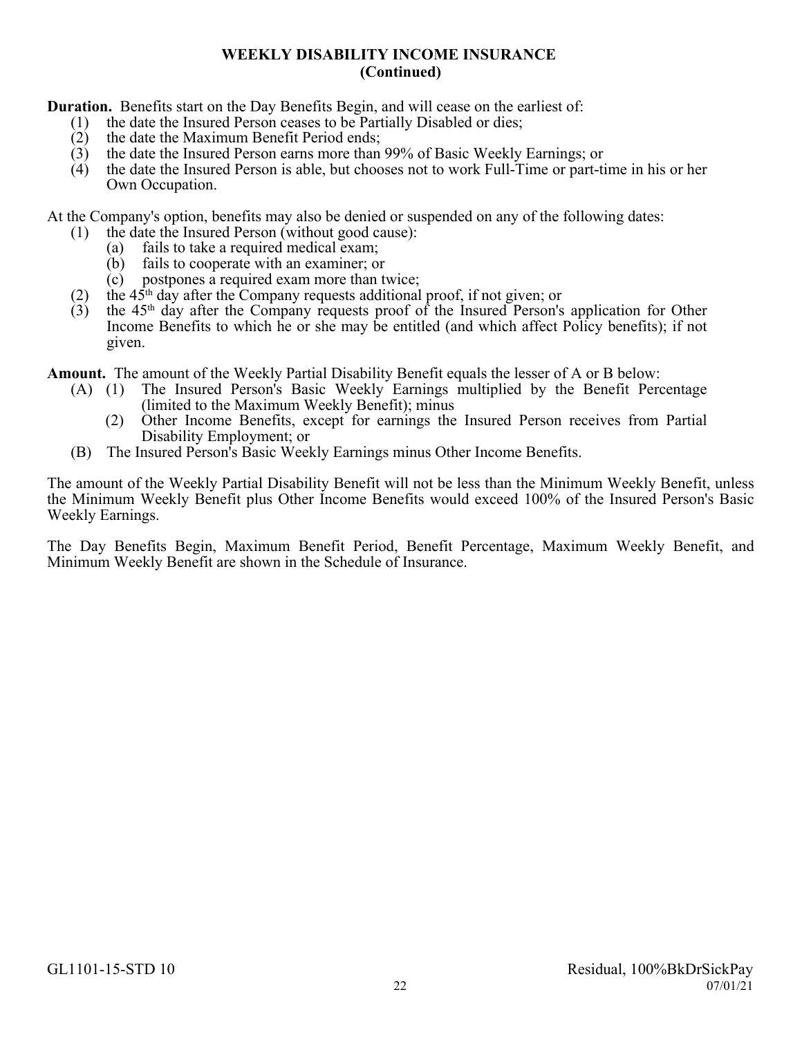## WEEKLY DISABILITY INCOME INSURANCE
## (Continued)

**Duration.** Benefits start on the Day Benefits Begin, and will cease on the earliest of:

(1) the date the Insured Person ceases to be Partially Disabled or dies;
(2) the date the Maximum Benefit Period ends;
(3) the date the Insured Person earns more than 99% of Basic Weekly Earnings; or
(4) the date the Insured Person is able, but chooses not to work Full-Time or part-time in his or her Own Occupation.

At the Company's option, benefits may also be denied or suspended on any of the following dates:

(1) the date the Insured Person (without good cause):
 (a) fails to take a required medical exam;
 (b) fails to cooperate with an examiner; or
 (c) postpones a required exam more than twice;
(2) the 45th day after the Company requests additional proof, if not given; or
(3) the 45th day after the Company requests proof of the Insured Person's application for Other Income Benefits to which he or she may be entitled (and which affect Policy benefits); if not given.

**Amount.** The amount of the Weekly Partial Disability Benefit equals the lesser of A or B below:

(A) (1) The Insured Person's Basic Weekly Earnings multiplied by the Benefit Percentage (limited to the Maximum Weekly Benefit); minus
 (2) Other Income Benefits, except for earnings the Insured Person receives from Partial Disability Employment; or
(B) The Insured Person's Basic Weekly Earnings minus Other Income Benefits.

The amount of the Weekly Partial Disability Benefit will not be less than the Minimum Weekly Benefit, unless the Minimum Weekly Benefit plus Other Income Benefits would exceed 100% of the Insured Person's Basic Weekly Earnings.

The Day Benefits Begin, Maximum Benefit Period, Benefit Percentage, Maximum Weekly Benefit, and Minimum Weekly Benefit are shown in the Schedule of Insurance.

GL1101-15-STD 10 Residual, 100%BkDrSickPay 07/01/21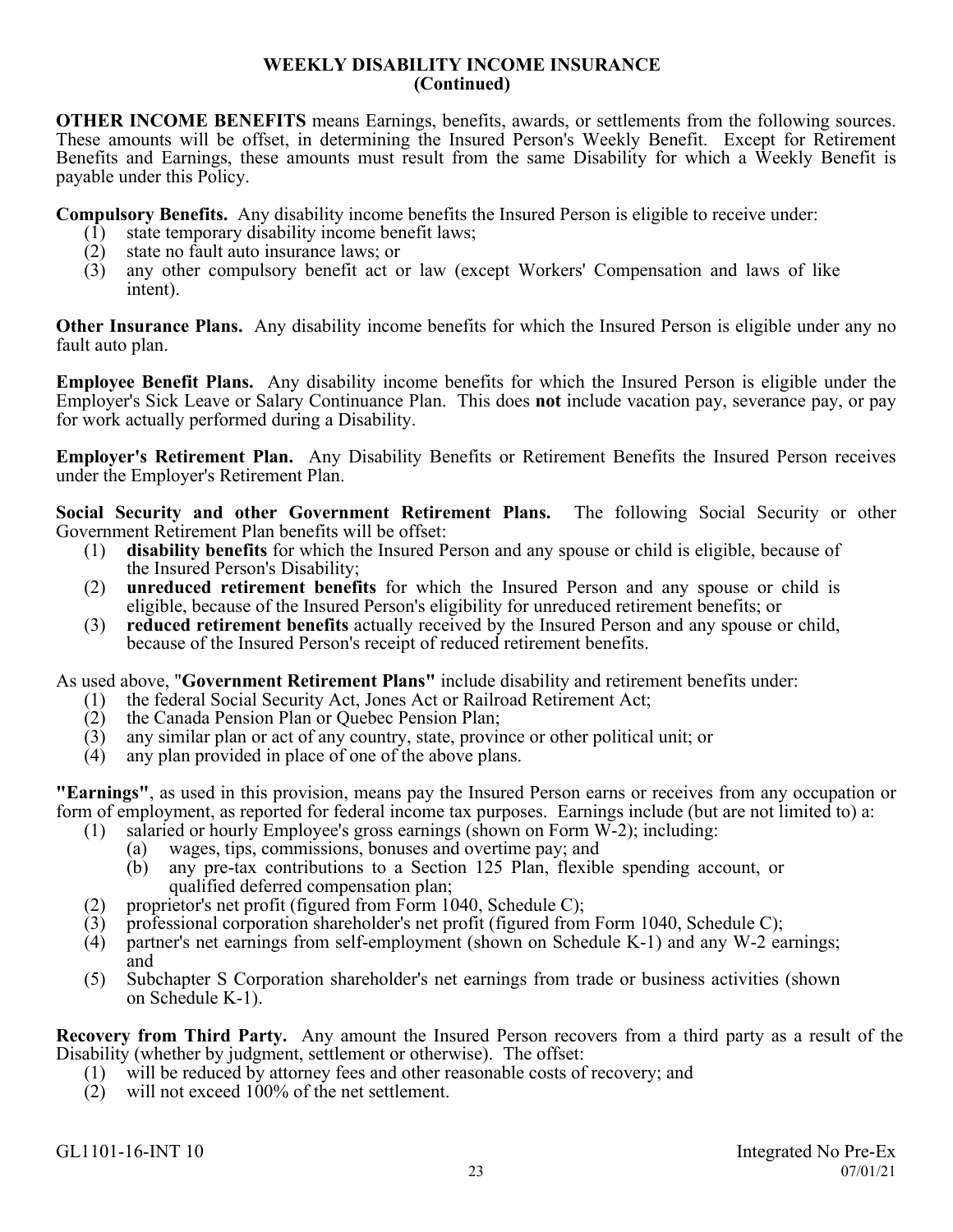## WEEKLY DISABILITY INCOME INSURANCE (Continued)

**OTHER INCOME BENEFITS** means Earnings, benefits, awards, or settlements from the following sources. These amounts will be offset, in determining the Insured Person's Weekly Benefit. Except for Retirement Benefits and Earnings, these amounts must result from the same Disability for which a Weekly Benefit is payable under this Policy.

**Compulsory Benefits.** Any disability income benefits the Insured Person is eligible to receive under:

1. state temporary disability income benefit laws;
2. state no fault auto insurance laws; or
3. any other compulsory benefit act or law (except Workers' Compensation and laws of like intent).

**Other Insurance Plans.** Any disability income benefits for which the Insured Person is eligible under any no fault auto plan.

**Employee Benefit Plans.** Any disability income benefits for which the Insured Person is eligible under the Employer's Sick Leave or Salary Continuance Plan. This does **not** include vacation pay, severance pay, or pay for work actually performed during a Disability.

**Employer's Retirement Plan.** Any Disability Benefits or Retirement Benefits the Insured Person receives under the Employer's Retirement Plan.

**Social Security and other Government Retirement Plans.** The following Social Security or other Government Retirement Plan benefits will be offset:

1. **disability benefits** for which the Insured Person and any spouse or child is eligible, because of the Insured Person's Disability;
2. **unreduced retirement benefits** for which the Insured Person and any spouse or child is eligible, because of the Insured Person's eligibility for unreduced retirement benefits; or
3. **reduced retirement benefits** actually received by the Insured Person and any spouse or child, because of the Insured Person's receipt of reduced retirement benefits.

As used above, "**Government Retirement Plans"** include disability and retirement benefits under:

1. the federal Social Security Act, Jones Act or Railroad Retirement Act;
2. the Canada Pension Plan or Quebec Pension Plan;
3. any similar plan or act of any country, state, province or other political unit; or
4. any plan provided in place of one of the above plans.

**"Earnings"**, as used in this provision, means pay the Insured Person earns or receives from any occupation or form of employment, as reported for federal income tax purposes. Earnings include (but are not limited to) a:

1. salaried or hourly Employee's gross earnings (shown on Form W-2); including:
   - (a) wages, tips, commissions, bonuses and overtime pay; and
   - (b) any pre-tax contributions to a Section 125 Plan, flexible spending account, or qualified deferred compensation plan;
2. proprietor's net profit (figured from Form 1040, Schedule C);
3. professional corporation shareholder's net profit (figured from Form 1040, Schedule C);
4. partner's net earnings from self-employment (shown on Schedule K-1) and any W-2 earnings; and
5. Subchapter S Corporation shareholder's net earnings from trade or business activities (shown on Schedule K-1).

**Recovery from Third Party.** Any amount the Insured Person recovers from a third party as a result of the Disability (whether by judgment, settlement or otherwise). The offset:

1. will be reduced by attorney fees and other reasonable costs of recovery; and
2. will not exceed 100% of the net settlement.

GL1101-16-INT 10 Integrated No Pre-Ex 07/01/21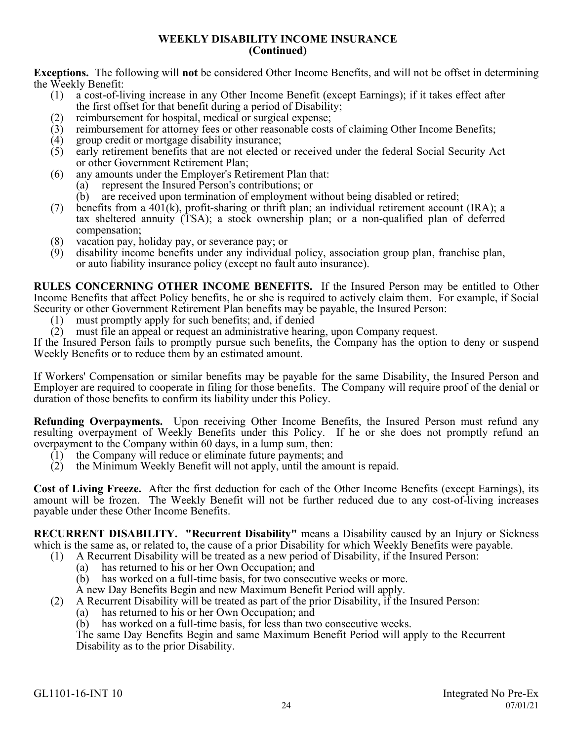## WEEKLY DISABILITY INCOME INSURANCE
## (Continued)

**Exceptions.** The following will **not** be considered Other Income Benefits, and will not be offset in determining the Weekly Benefit:

1. (1) a cost-of-living increase in any Other Income Benefit (except Earnings); if it takes effect after the first offset for that benefit during a period of Disability;
2. (2) reimbursement for hospital, medical or surgical expense;
3. (3) reimbursement for attorney fees or other reasonable costs of claiming Other Income Benefits;
4. (4) group credit or mortgage disability insurance;
5. (5) early retirement benefits that are not elected or received under the federal Social Security Act or other Government Retirement Plan;
6. (6) any amounts under the Employer's Retirement Plan that:
   - (a) represent the Insured Person's contributions; or
   - (b) are received upon termination of employment without being disabled or retired;
7. (7) benefits from a 401(k), profit-sharing or thrift plan; an individual retirement account (IRA); a tax sheltered annuity (TSA); a stock ownership plan; or a non-qualified plan of deferred compensation;
8. (8) vacation pay, holiday pay, or severance pay; or
9. (9) disability income benefits under any individual policy, association group plan, franchise plan, or auto liability insurance policy (except no fault auto insurance).

**RULES CONCERNING OTHER INCOME BENEFITS.** If the Insured Person may be entitled to Other Income Benefits that affect Policy benefits, he or she is required to actively claim them. For example, if Social Security or other Government Retirement Plan benefits may be payable, the Insured Person:

1. (1) must promptly apply for such benefits; and, if denied
2. (2) must file an appeal or request an administrative hearing, upon Company request.

If the Insured Person fails to promptly pursue such benefits, the Company has the option to deny or suspend Weekly Benefits or to reduce them by an estimated amount.

If Workers' Compensation or similar benefits may be payable for the same Disability, the Insured Person and Employer are required to cooperate in filing for those benefits. The Company will require proof of the denial or duration of those benefits to confirm its liability under this Policy.

**Refunding Overpayments.** Upon receiving Other Income Benefits, the Insured Person must refund any resulting overpayment of Weekly Benefits under this Policy. If he or she does not promptly refund an overpayment to the Company within 60 days, in a lump sum, then:

1. (1) the Company will reduce or eliminate future payments; and
2. (2) the Minimum Weekly Benefit will not apply, until the amount is repaid.

**Cost of Living Freeze.** After the first deduction for each of the Other Income Benefits (except Earnings), its amount will be frozen. The Weekly Benefit will not be further reduced due to any cost-of-living increases payable under these Other Income Benefits.

**RECURRENT DISABILITY. "Recurrent Disability"** means a Disability caused by an Injury or Sickness which is the same as, or related to, the cause of a prior Disability for which Weekly Benefits were payable.

1. (1) A Recurrent Disability will be treated as a new period of Disability, if the Insured Person:
   - (a) has returned to his or her Own Occupation; and
   - (b) has worked on a full-time basis, for two consecutive weeks or more.

   A new Day Benefits Begin and new Maximum Benefit Period will apply.
2. (2) A Recurrent Disability will be treated as part of the prior Disability, if the Insured Person:
   - (a) has returned to his or her Own Occupation; and
   - (b) has worked on a full-time basis, for less than two consecutive weeks.

   The same Day Benefits Begin and same Maximum Benefit Period will apply to the Recurrent Disability as to the prior Disability.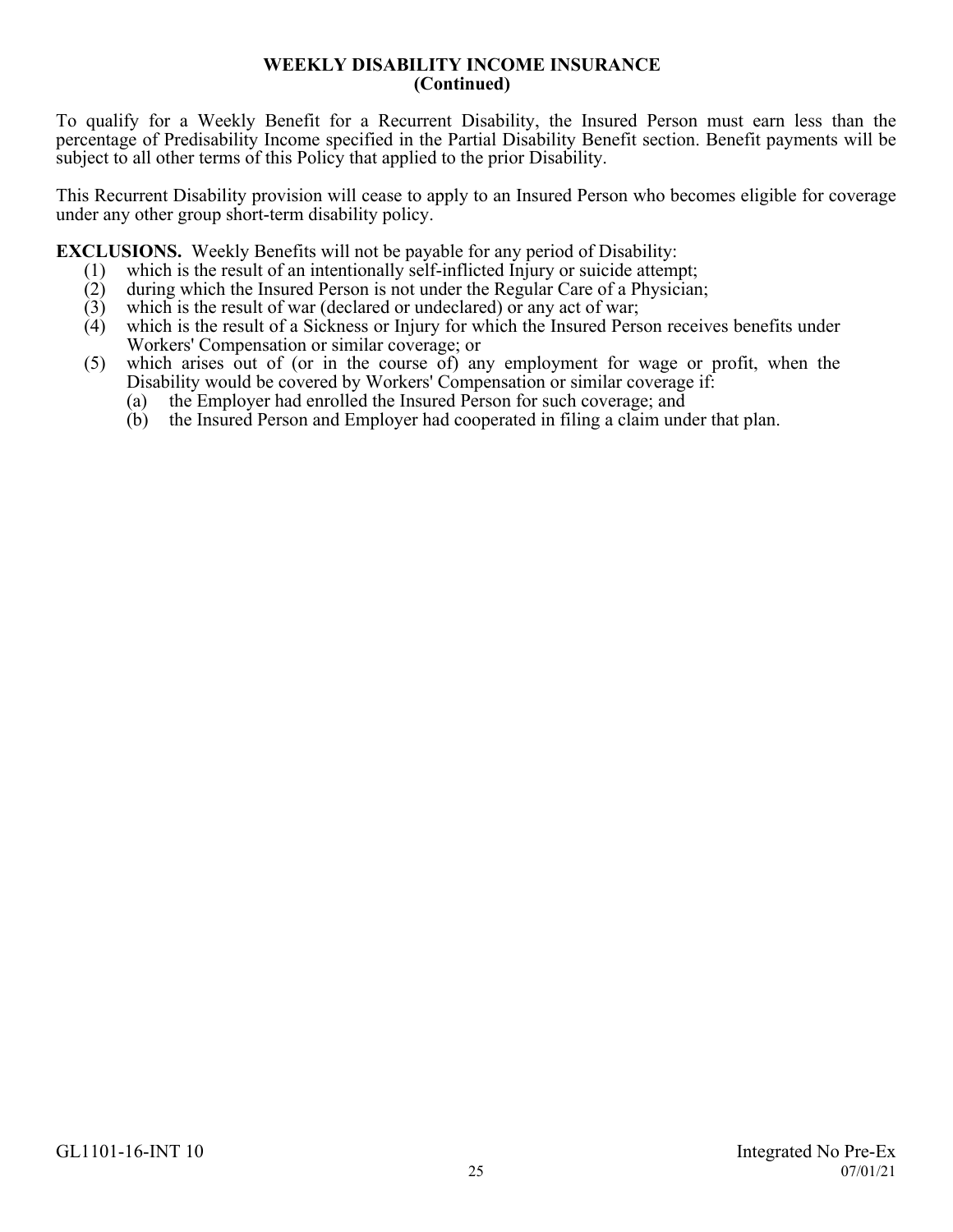## WEEKLY DISABILITY INCOME INSURANCE
## (Continued)

To qualify for a Weekly Benefit for a Recurrent Disability, the Insured Person must earn less than the percentage of Predisability Income specified in the Partial Disability Benefit section. Benefit payments will be subject to all other terms of this Policy that applied to the prior Disability.

This Recurrent Disability provision will cease to apply to an Insured Person who becomes eligible for coverage under any other group short-term disability policy.

**EXCLUSIONS.** Weekly Benefits will not be payable for any period of Disability:

(1) which is the result of an intentionally self-inflicted Injury or suicide attempt;
(2) during which the Insured Person is not under the Regular Care of a Physician;
(3) which is the result of war (declared or undeclared) or any act of war;
(4) which is the result of a Sickness or Injury for which the Insured Person receives benefits under Workers' Compensation or similar coverage; or
(5) which arises out of (or in the course of) any employment for wage or profit, when the Disability would be covered by Workers' Compensation or similar coverage if:
    (a) the Employer had enrolled the Insured Person for such coverage; and
    (b) the Insured Person and Employer had cooperated in filing a claim under that plan.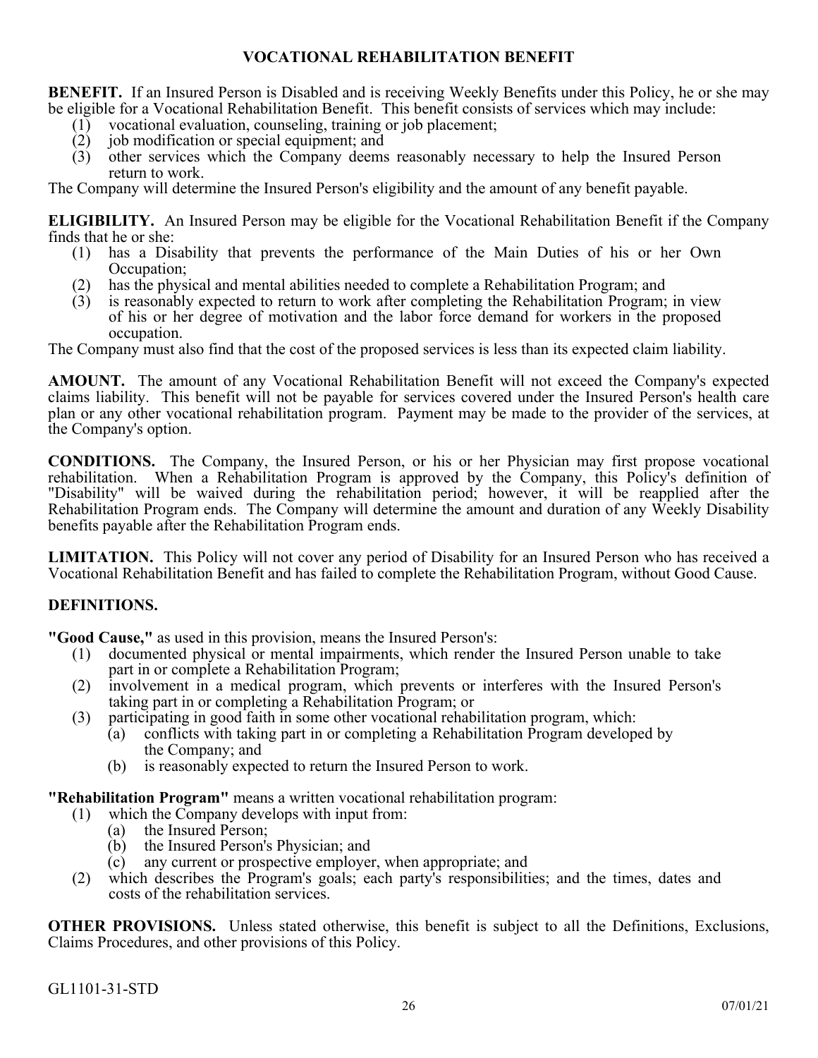## VOCATIONAL REHABILITATION BENEFIT

**BENEFIT.** If an Insured Person is Disabled and is receiving Weekly Benefits under this Policy, he or she may be eligible for a Vocational Rehabilitation Benefit. This benefit consists of services which may include:

(1) vocational evaluation, counseling, training or job placement;
(2) job modification or special equipment; and
(3) other services which the Company deems reasonably necessary to help the Insured Person return to work.

The Company will determine the Insured Person's eligibility and the amount of any benefit payable.

**ELIGIBILITY.** An Insured Person may be eligible for the Vocational Rehabilitation Benefit if the Company finds that he or she:

(1) has a Disability that prevents the performance of the Main Duties of his or her Own Occupation;
(2) has the physical and mental abilities needed to complete a Rehabilitation Program; and
(3) is reasonably expected to return to work after completing the Rehabilitation Program; in view of his or her degree of motivation and the labor force demand for workers in the proposed occupation.

The Company must also find that the cost of the proposed services is less than its expected claim liability.

**AMOUNT.** The amount of any Vocational Rehabilitation Benefit will not exceed the Company's expected claims liability. This benefit will not be payable for services covered under the Insured Person's health care plan or any other vocational rehabilitation program. Payment may be made to the provider of the services, at the Company's option.

**CONDITIONS.** The Company, the Insured Person, or his or her Physician may first propose vocational rehabilitation. When a Rehabilitation Program is approved by the Company, this Policy's definition of "Disability" will be waived during the rehabilitation period; however, it will be reapplied after the Rehabilitation Program ends. The Company will determine the amount and duration of any Weekly Disability benefits payable after the Rehabilitation Program ends.

**LIMITATION.** This Policy will not cover any period of Disability for an Insured Person who has received a Vocational Rehabilitation Benefit and has failed to complete the Rehabilitation Program, without Good Cause.

**DEFINITIONS.**

**"Good Cause,"** as used in this provision, means the Insured Person's:

(1) documented physical or mental impairments, which render the Insured Person unable to take part in or complete a Rehabilitation Program;
(2) involvement in a medical program, which prevents or interferes with the Insured Person's taking part in or completing a Rehabilitation Program; or
(3) participating in good faith in some other vocational rehabilitation program, which:
    (a) conflicts with taking part in or completing a Rehabilitation Program developed by the Company; and
    (b) is reasonably expected to return the Insured Person to work.

**"Rehabilitation Program"** means a written vocational rehabilitation program:

(1) which the Company develops with input from:
    (a) the Insured Person;
    (b) the Insured Person's Physician; and
    (c) any current or prospective employer, when appropriate; and
(2) which describes the Program's goals; each party's responsibilities; and the times, dates and costs of the rehabilitation services.

**OTHER PROVISIONS.** Unless stated otherwise, this benefit is subject to all the Definitions, Exclusions, Claims Procedures, and other provisions of this Policy.

GL1101-31-STD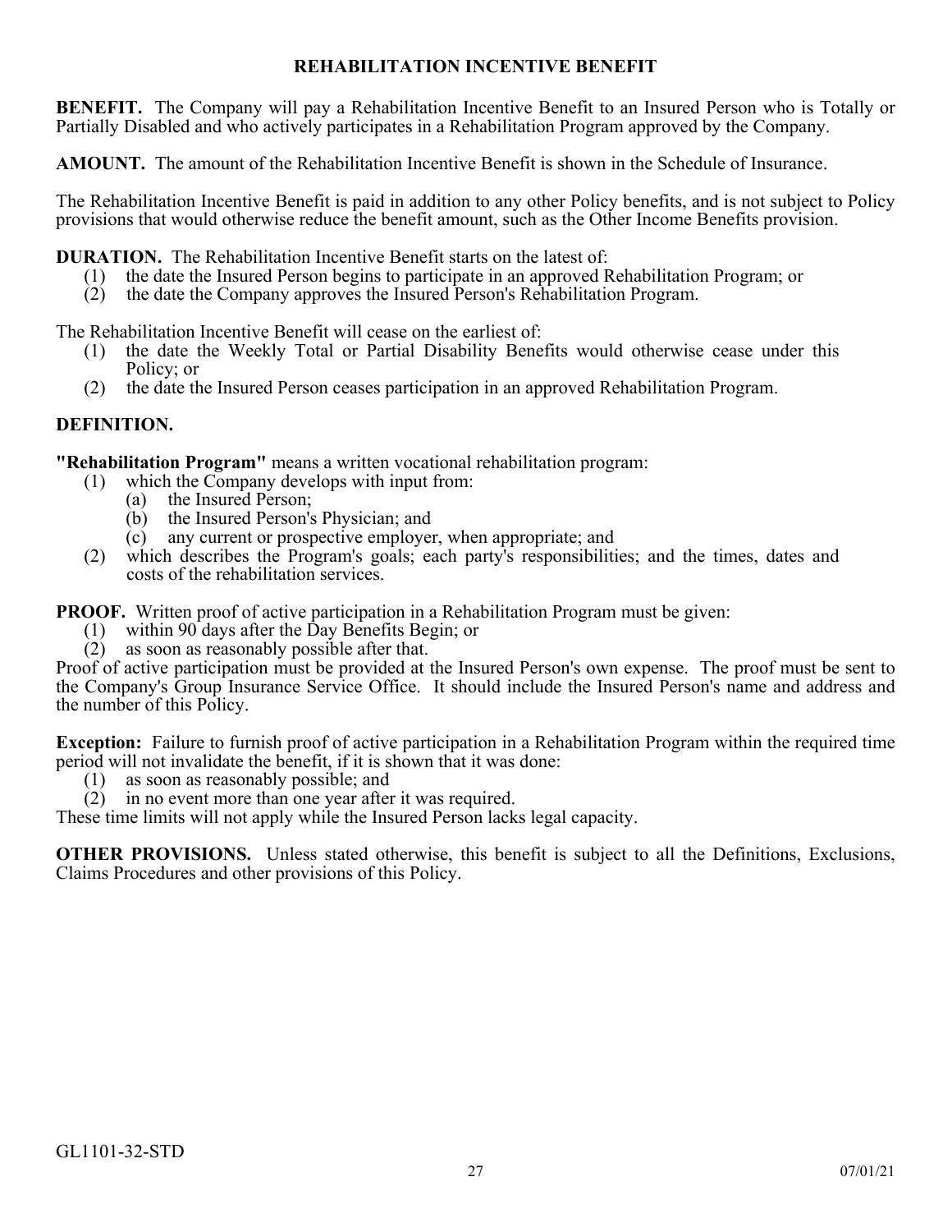## REHABILITATION INCENTIVE BENEFIT

**BENEFIT.** The Company will pay a Rehabilitation Incentive Benefit to an Insured Person who is Totally or Partially Disabled and who actively participates in a Rehabilitation Program approved by the Company.

**AMOUNT.** The amount of the Rehabilitation Incentive Benefit is shown in the Schedule of Insurance.

The Rehabilitation Incentive Benefit is paid in addition to any other Policy benefits, and is not subject to Policy provisions that would otherwise reduce the benefit amount, such as the Other Income Benefits provision.

**DURATION.** The Rehabilitation Incentive Benefit starts on the latest of:

(1) the date the Insured Person begins to participate in an approved Rehabilitation Program; or
(2) the date the Company approves the Insured Person's Rehabilitation Program.

The Rehabilitation Incentive Benefit will cease on the earliest of:

(1) the date the Weekly Total or Partial Disability Benefits would otherwise cease under this Policy; or
(2) the date the Insured Person ceases participation in an approved Rehabilitation Program.

**DEFINITION.**

**"Rehabilitation Program"** means a written vocational rehabilitation program:

(1) which the Company develops with input from:
    (a) the Insured Person;
    (b) the Insured Person's Physician; and
    (c) any current or prospective employer, when appropriate; and
(2) which describes the Program's goals; each party's responsibilities; and the times, dates and costs of the rehabilitation services.

**PROOF.** Written proof of active participation in a Rehabilitation Program must be given:

(1) within 90 days after the Day Benefits Begin; or
(2) as soon as reasonably possible after that.

Proof of active participation must be provided at the Insured Person's own expense. The proof must be sent to the Company's Group Insurance Service Office. It should include the Insured Person's name and address and the number of this Policy.

**Exception:** Failure to furnish proof of active participation in a Rehabilitation Program within the required time period will not invalidate the benefit, if it is shown that it was done:

(1) as soon as reasonably possible; and
(2) in no event more than one year after it was required.

These time limits will not apply while the Insured Person lacks legal capacity.

**OTHER PROVISIONS.** Unless stated otherwise, this benefit is subject to all the Definitions, Exclusions, Claims Procedures and other provisions of this Policy.

GL1101-32-STD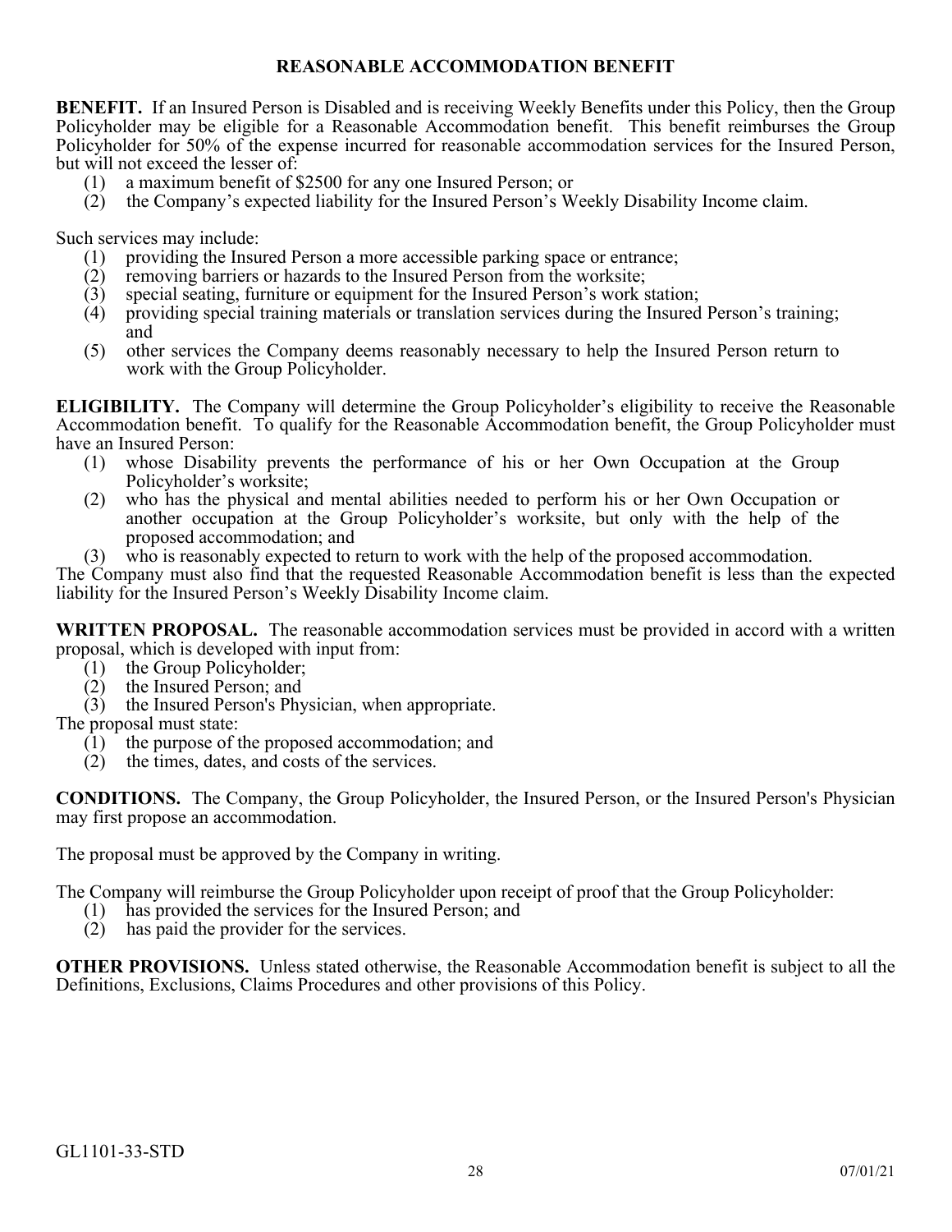# REASONABLE ACCOMMODATION BENEFIT

**BENEFIT.** If an Insured Person is Disabled and is receiving Weekly Benefits under this Policy, then the Group Policyholder may be eligible for a Reasonable Accommodation benefit. This benefit reimburses the Group Policyholder for 50% of the expense incurred for reasonable accommodation services for the Insured Person, but will not exceed the lesser of:

(1) a maximum benefit of $2500 for any one Insured Person; or
(2) the Company's expected liability for the Insured Person's Weekly Disability Income claim.

Such services may include:

(1) providing the Insured Person a more accessible parking space or entrance;
(2) removing barriers or hazards to the Insured Person from the worksite;
(3) special seating, furniture or equipment for the Insured Person's work station;
(4) providing special training materials or translation services during the Insured Person's training; and
(5) other services the Company deems reasonably necessary to help the Insured Person return to work with the Group Policyholder.

**ELIGIBILITY.** The Company will determine the Group Policyholder's eligibility to receive the Reasonable Accommodation benefit. To qualify for the Reasonable Accommodation benefit, the Group Policyholder must have an Insured Person:

(1) whose Disability prevents the performance of his or her Own Occupation at the Group Policyholder's worksite;
(2) who has the physical and mental abilities needed to perform his or her Own Occupation or another occupation at the Group Policyholder's worksite, but only with the help of the proposed accommodation; and
(3) who is reasonably expected to return to work with the help of the proposed accommodation.

The Company must also find that the requested Reasonable Accommodation benefit is less than the expected liability for the Insured Person's Weekly Disability Income claim.

**WRITTEN PROPOSAL.** The reasonable accommodation services must be provided in accord with a written proposal, which is developed with input from:

(1) the Group Policyholder;
(2) the Insured Person; and
(3) the Insured Person's Physician, when appropriate.

The proposal must state:

(1) the purpose of the proposed accommodation; and
(2) the times, dates, and costs of the services.

**CONDITIONS.** The Company, the Group Policyholder, the Insured Person, or the Insured Person's Physician may first propose an accommodation.

The proposal must be approved by the Company in writing.

The Company will reimburse the Group Policyholder upon receipt of proof that the Group Policyholder:

(1) has provided the services for the Insured Person; and
(2) has paid the provider for the services.

**OTHER PROVISIONS.** Unless stated otherwise, the Reasonable Accommodation benefit is subject to all the Definitions, Exclusions, Claims Procedures and other provisions of this Policy.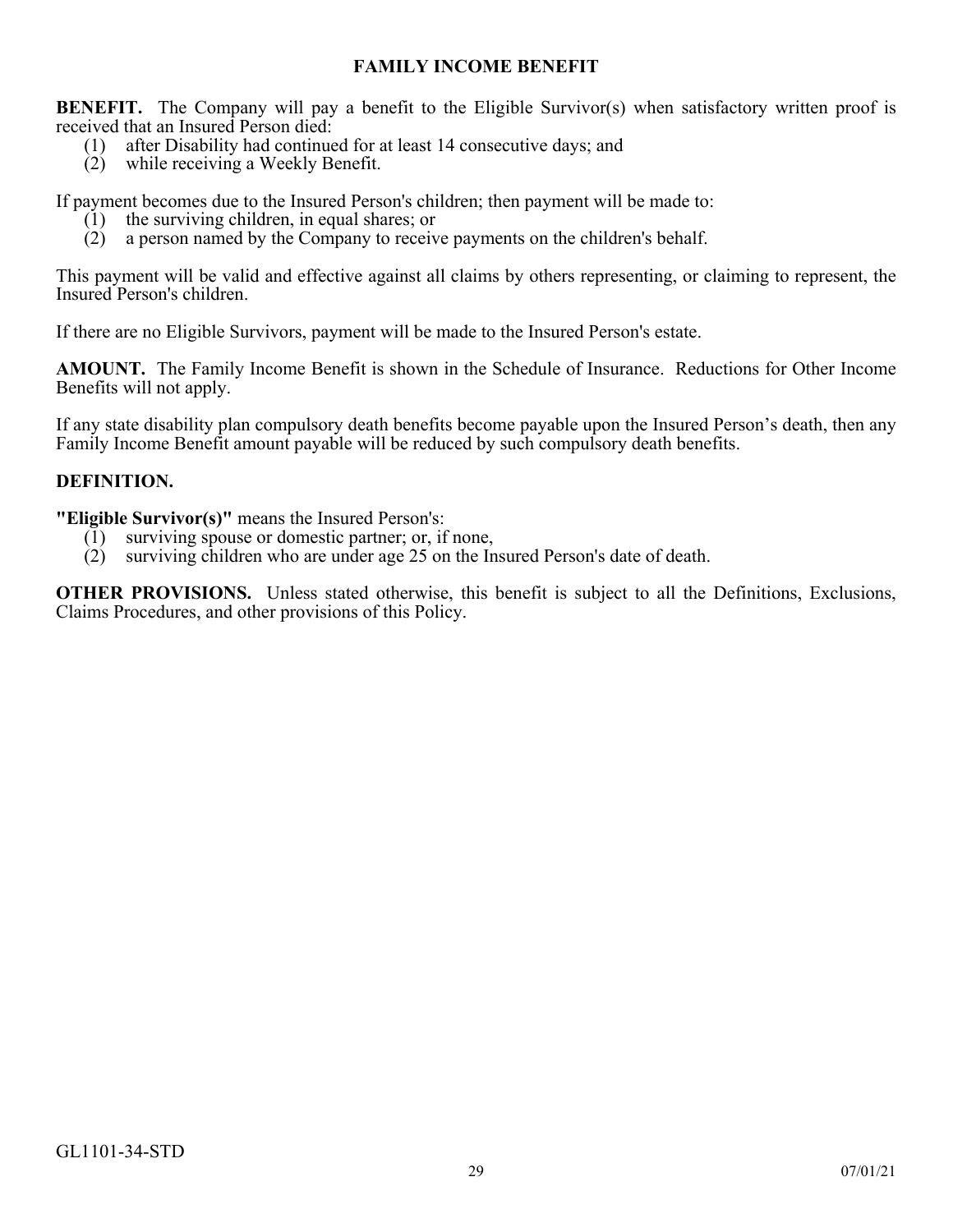## FAMILY INCOME BENEFIT

**BENEFIT.** The Company will pay a benefit to the Eligible Survivor(s) when satisfactory written proof is received that an Insured Person died:

(1) after Disability had continued for at least 14 consecutive days; and
(2) while receiving a Weekly Benefit.

If payment becomes due to the Insured Person's children; then payment will be made to:

(1) the surviving children, in equal shares; or
(2) a person named by the Company to receive payments on the children's behalf.

This payment will be valid and effective against all claims by others representing, or claiming to represent, the Insured Person's children.

If there are no Eligible Survivors, payment will be made to the Insured Person's estate.

**AMOUNT.** The Family Income Benefit is shown in the Schedule of Insurance. Reductions for Other Income Benefits will not apply.

If any state disability plan compulsory death benefits become payable upon the Insured Person's death, then any Family Income Benefit amount payable will be reduced by such compulsory death benefits.

**DEFINITION.**

**"Eligible Survivor(s)"** means the Insured Person's:

(1) surviving spouse or domestic partner; or, if none,
(2) surviving children who are under age 25 on the Insured Person's date of death.

**OTHER PROVISIONS.** Unless stated otherwise, this benefit is subject to all the Definitions, Exclusions, Claims Procedures, and other provisions of this Policy.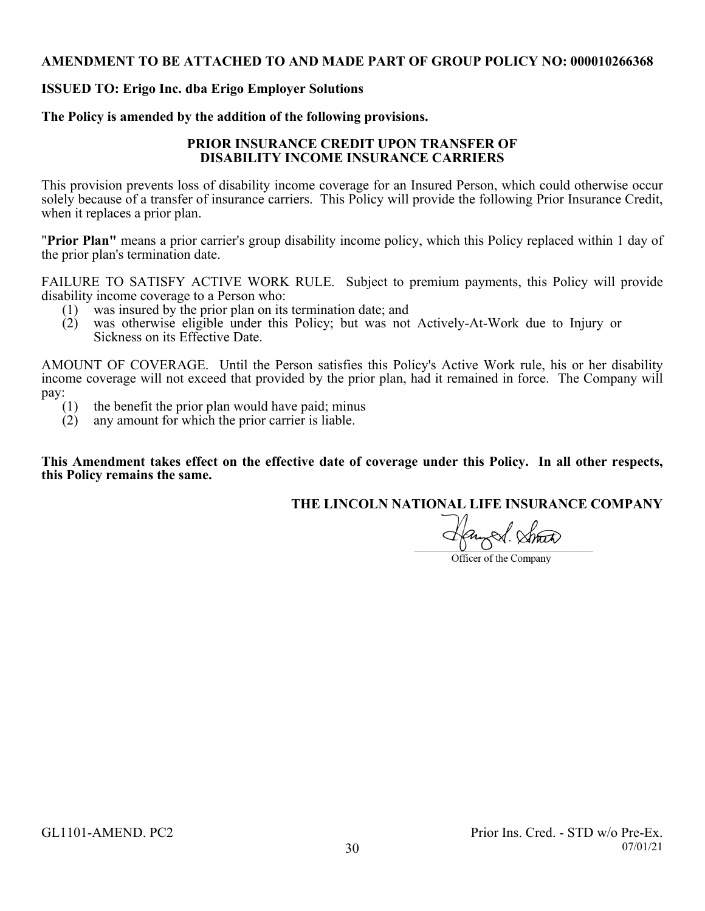**AMENDMENT TO BE ATTACHED TO AND MADE PART OF GROUP POLICY NO: 000010266368**

**ISSUED TO: Erigo Inc. dba Erigo Employer Solutions**

**The Policy is amended by the addition of the following provisions.**

## PRIOR INSURANCE CREDIT UPON TRANSFER OF DISABILITY INCOME INSURANCE CARRIERS

This provision prevents loss of disability income coverage for an Insured Person, which could otherwise occur solely because of a transfer of insurance carriers. This Policy will provide the following Prior Insurance Credit, when it replaces a prior plan.

"**Prior Plan"** means a prior carrier's group disability income policy, which this Policy replaced within 1 day of the prior plan's termination date.

FAILURE TO SATISFY ACTIVE WORK RULE. Subject to premium payments, this Policy will provide disability income coverage to a Person who:

(1) was insured by the prior plan on its termination date; and
(2) was otherwise eligible under this Policy; but was not Actively-At-Work due to Injury or Sickness on its Effective Date.

AMOUNT OF COVERAGE. Until the Person satisfies this Policy's Active Work rule, his or her disability income coverage will not exceed that provided by the prior plan, had it remained in force. The Company will pay:

(1) the benefit the prior plan would have paid; minus
(2) any amount for which the prior carrier is liable.

**This Amendment takes effect on the effective date of coverage under this Policy. In all other respects, this Policy remains the same.**

**THE LINCOLN NATIONAL LIFE INSURANCE COMPANY**

Officer of the Company

GL1101-AMEND. PC2

Prior Ins. Cred. - STD w/o Pre-Ex.
07/01/21